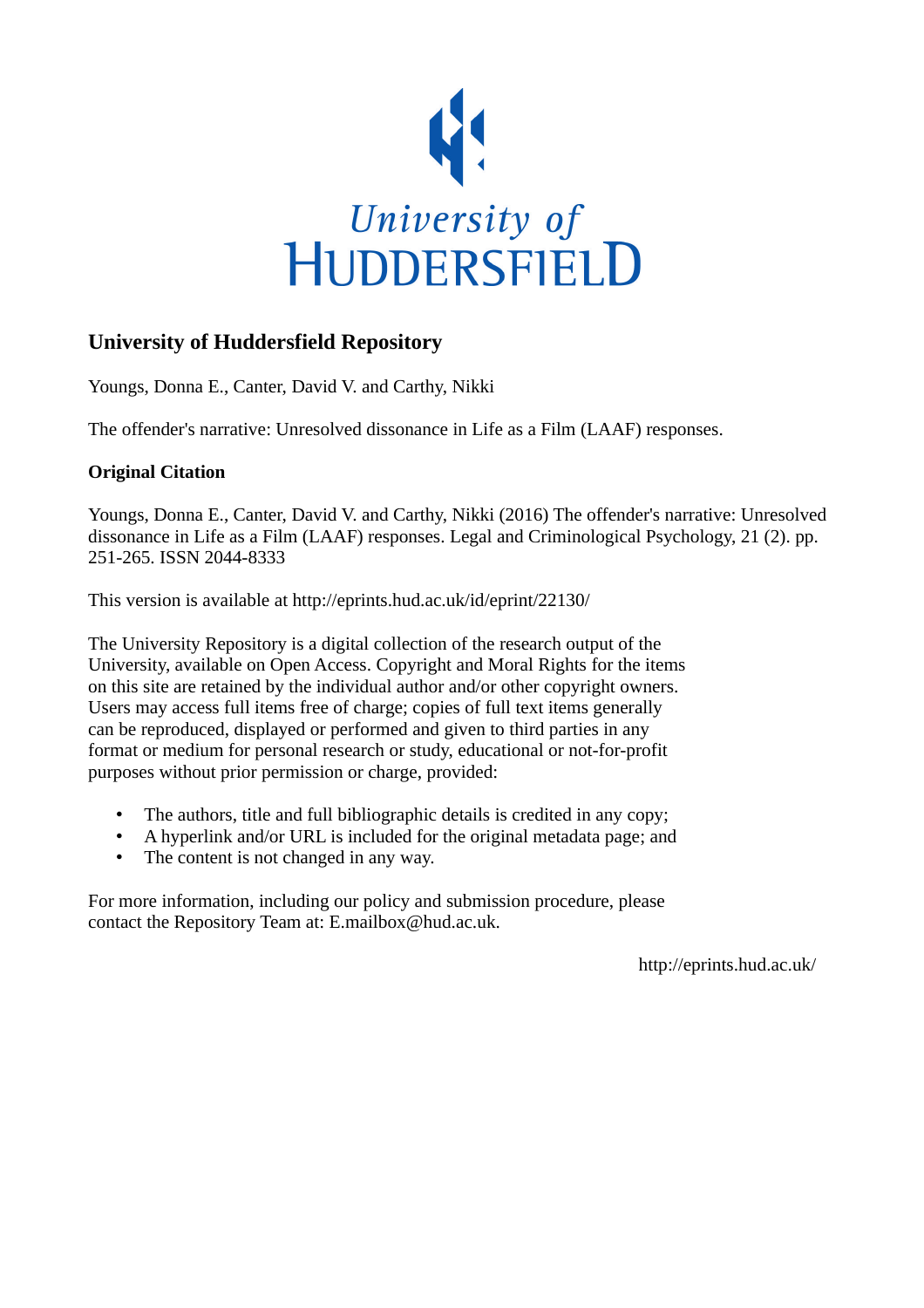University of
HUDDERSFIELD

## University of Huddersfield Repository

Youngs, Donna E., Canter, David V. and Carthy, Nikki

The offender's narrative: Unresolved dissonance in Life as a Film (LAAF) responses.

### Original Citation

Youngs, Donna E., Canter, David V. and Carthy, Nikki (2016) The offender's narrative: Unresolved dissonance in Life as a Film (LAAF) responses. Legal and Criminological Psychology, 21 (2). pp. 251-265. ISSN 2044-8333

This version is available at http://eprints.hud.ac.uk/id/eprint/22130/

The University Repository is a digital collection of the research output of the University, available on Open Access. Copyright and Moral Rights for the items on this site are retained by the individual author and/or other copyright owners. Users may access full items free of charge; copies of full text items generally can be reproduced, displayed or performed and given to third parties in any format or medium for personal research or study, educational or not-for-profit purposes without prior permission or charge, provided:

- The authors, title and full bibliographic details is credited in any copy;
- A hyperlink and/or URL is included for the original metadata page; and
- The content is not changed in any way.

For more information, including our policy and submission procedure, please contact the Repository Team at: E.mailbox@hud.ac.uk.

http://eprints.hud.ac.uk/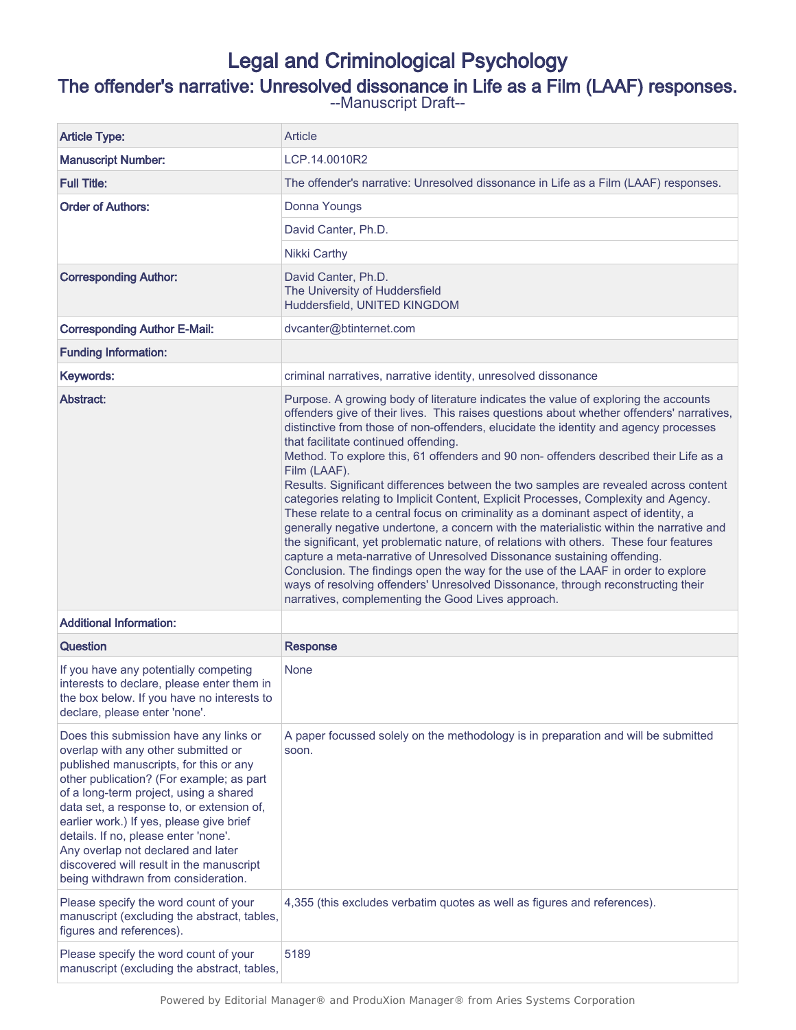# Legal and Criminological Psychology

## The offender's narrative: Unresolved dissonance in Life as a Film (LAAF) responses.

--Manuscript Draft--

| | |
|---|---|
| **Article Type:** | Article |
| **Manuscript Number:** | LCP.14.0010R2 |
| **Full Title:** | The offender's narrative: Unresolved dissonance in Life as a Film (LAAF) responses. |
| **Order of Authors:** | Donna Youngs |
| | David Canter, Ph.D. |
| | Nikki Carthy |
| **Corresponding Author:** | David Canter, Ph.D.<br>The University of Huddersfield<br>Huddersfield, UNITED KINGDOM |
| **Corresponding Author E-Mail:** | dvcanter@btinternet.com |
| **Funding Information:** | |
| **Keywords:** | criminal narratives, narrative identity, unresolved dissonance |
| **Abstract:** | Purpose. A growing body of literature indicates the value of exploring the accounts offenders give of their lives. This raises questions about whether offenders' narratives, distinctive from those of non-offenders, elucidate the identity and agency processes that facilitate continued offending.<br>Method. To explore this, 61 offenders and 90 non- offenders described their Life as a Film (LAAF).<br>Results. Significant differences between the two samples are revealed across content categories relating to Implicit Content, Explicit Processes, Complexity and Agency. These relate to a central focus on criminality as a dominant aspect of identity, a generally negative undertone, a concern with the materialistic within the narrative and the significant, yet problematic nature, of relations with others. These four features capture a meta-narrative of Unresolved Dissonance sustaining offending.<br>Conclusion. The findings open the way for the use of the LAAF in order to explore ways of resolving offenders' Unresolved Dissonance, through reconstructing their narratives, complementing the Good Lives approach. |
| **Additional Information:** | |
| **Question** | **Response** |
| If you have any potentially competing interests to declare, please enter them in the box below. If you have no interests to declare, please enter 'none'. | None |
| Does this submission have any links or overlap with any other submitted or published manuscripts, for this or any other publication? (For example; as part of a long-term project, using a shared data set, a response to, or extension of, earlier work.) If yes, please give brief details. If no, please enter 'none'. Any overlap not declared and later discovered will result in the manuscript being withdrawn from consideration. | A paper focussed solely on the methodology is in preparation and will be submitted soon. |
| Please specify the word count of your manuscript (excluding the abstract, tables, figures and references). | 4,355 (this excludes verbatim quotes as well as figures and references). |
| Please specify the word count of your manuscript (excluding the abstract, tables, | 5189 |

Powered by Editorial Manager® and ProduXion Manager® from Aries Systems Corporation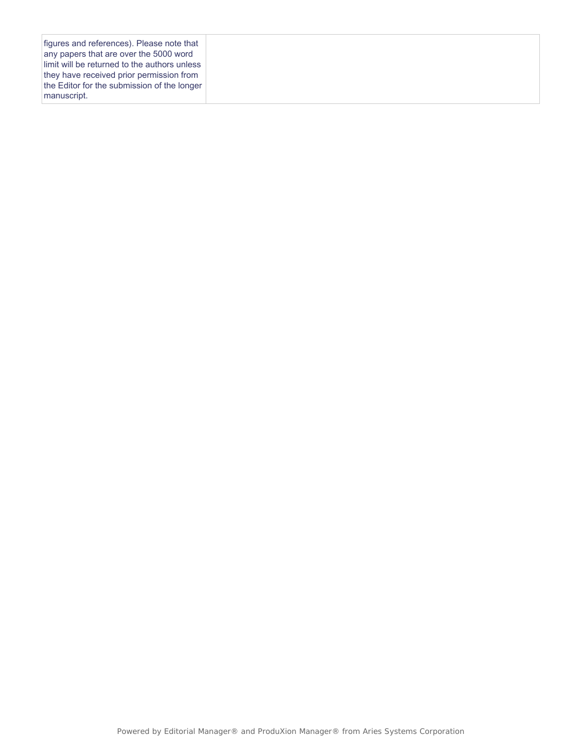| | |
|---|---|
| figures and references). Please note that any papers that are over the 5000 word limit will be returned to the authors unless they have received prior permission from the Editor for the submission of the longer manuscript. | |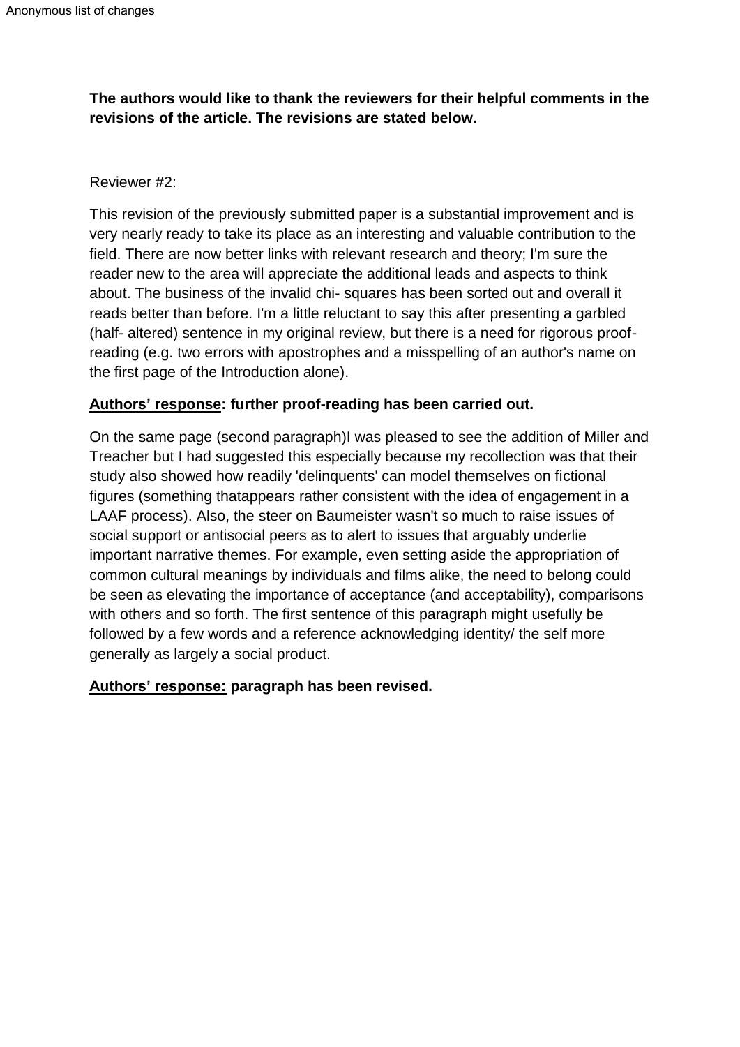**The authors would like to thank the reviewers for their helpful comments in the revisions of the article. The revisions are stated below.**

Reviewer #2:

This revision of the previously submitted paper is a substantial improvement and is very nearly ready to take its place as an interesting and valuable contribution to the field. There are now better links with relevant research and theory; I'm sure the reader new to the area will appreciate the additional leads and aspects to think about. The business of the invalid chi- squares has been sorted out and overall it reads better than before. I'm a little reluctant to say this after presenting a garbled (half- altered) sentence in my original review, but there is a need for rigorous proof-reading (e.g. two errors with apostrophes and a misspelling of an author's name on the first page of the Introduction alone).

**<u>Authors' response</u>: further proof-reading has been carried out.**

On the same page (second paragraph)I was pleased to see the addition of Miller and Treacher but I had suggested this especially because my recollection was that their study also showed how readily 'delinquents' can model themselves on fictional figures (something thatappears rather consistent with the idea of engagement in a LAAF process). Also, the steer on Baumeister wasn't so much to raise issues of social support or antisocial peers as to alert to issues that arguably underlie important narrative themes. For example, even setting aside the appropriation of common cultural meanings by individuals and films alike, the need to belong could be seen as elevating the importance of acceptance (and acceptability), comparisons with others and so forth. The first sentence of this paragraph might usefully be followed by a few words and a reference acknowledging identity/ the self more generally as largely a social product.

**<u>Authors' response:</u> paragraph has been revised.**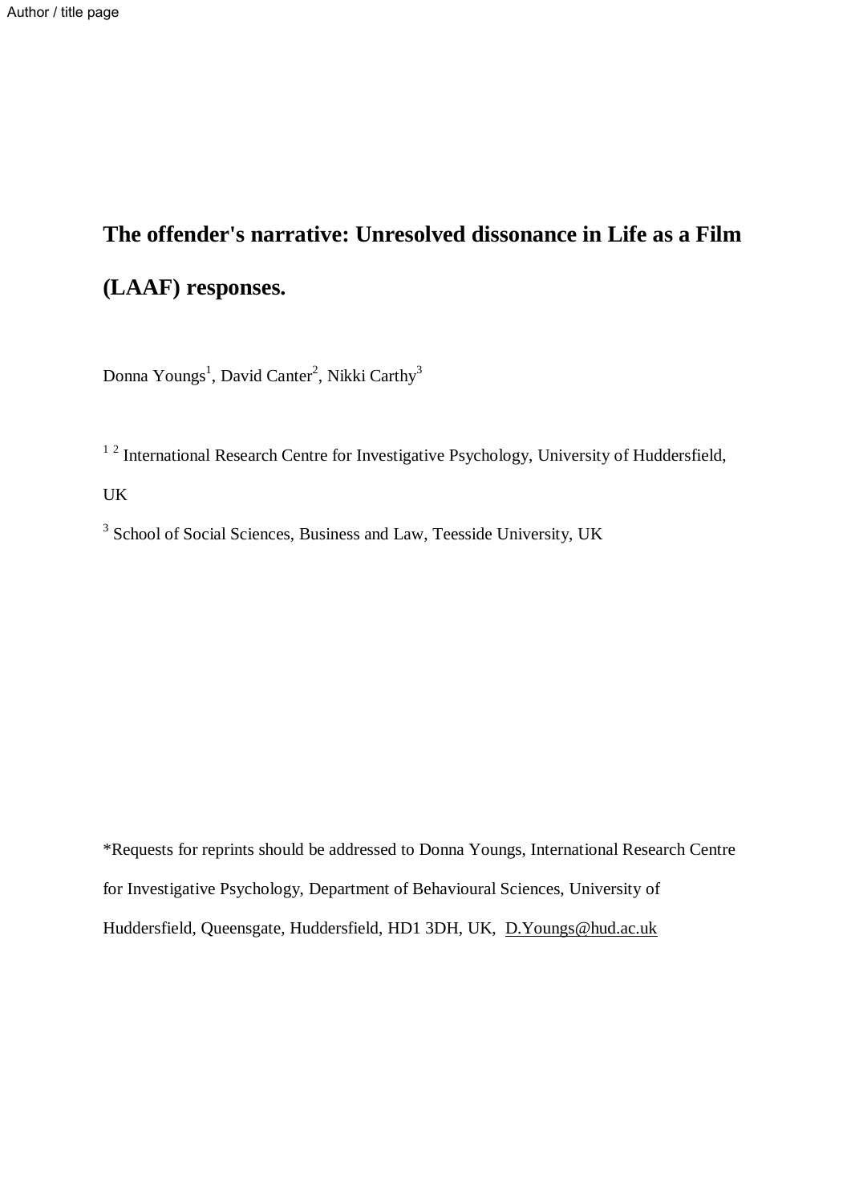Author / title page

# The offender's narrative: Unresolved dissonance in Life as a Film (LAAF) responses.

Donna Youngs[1], David Canter[2], Nikki Carthy[3]

[1 2] International Research Centre for Investigative Psychology, University of Huddersfield, UK

[3] School of Social Sciences, Business and Law, Teesside University, UK

*Requests for reprints should be addressed to Donna Youngs, International Research Centre for Investigative Psychology, Department of Behavioural Sciences, University of Huddersfield, Queensgate, Huddersfield, HD1 3DH, UK, D.Youngs@hud.ac.uk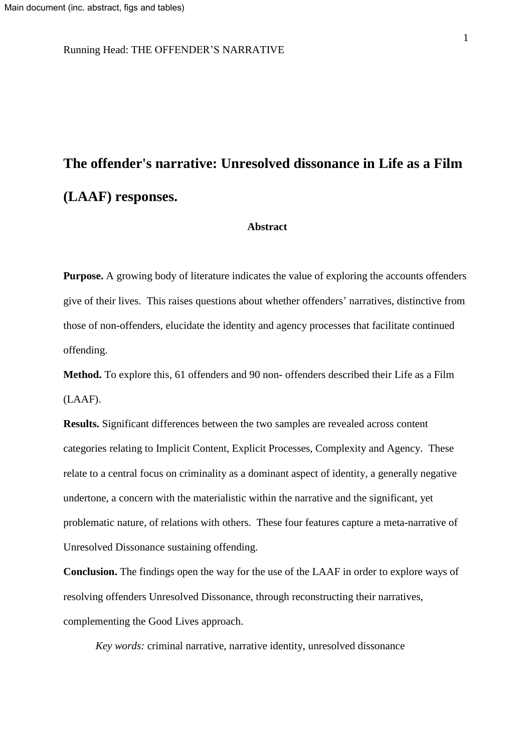# The offender's narrative: Unresolved dissonance in Life as a Film (LAAF) responses.

## Abstract

**Purpose.** A growing body of literature indicates the value of exploring the accounts offenders give of their lives. This raises questions about whether offenders' narratives, distinctive from those of non-offenders, elucidate the identity and agency processes that facilitate continued offending.

**Method.** To explore this, 61 offenders and 90 non- offenders described their Life as a Film (LAAF).

**Results.** Significant differences between the two samples are revealed across content categories relating to Implicit Content, Explicit Processes, Complexity and Agency. These relate to a central focus on criminality as a dominant aspect of identity, a generally negative undertone, a concern with the materialistic within the narrative and the significant, yet problematic nature, of relations with others. These four features capture a meta-narrative of Unresolved Dissonance sustaining offending.

**Conclusion.** The findings open the way for the use of the LAAF in order to explore ways of resolving offenders Unresolved Dissonance, through reconstructing their narratives, complementing the Good Lives approach.

*Key words:* criminal narrative, narrative identity, unresolved dissonance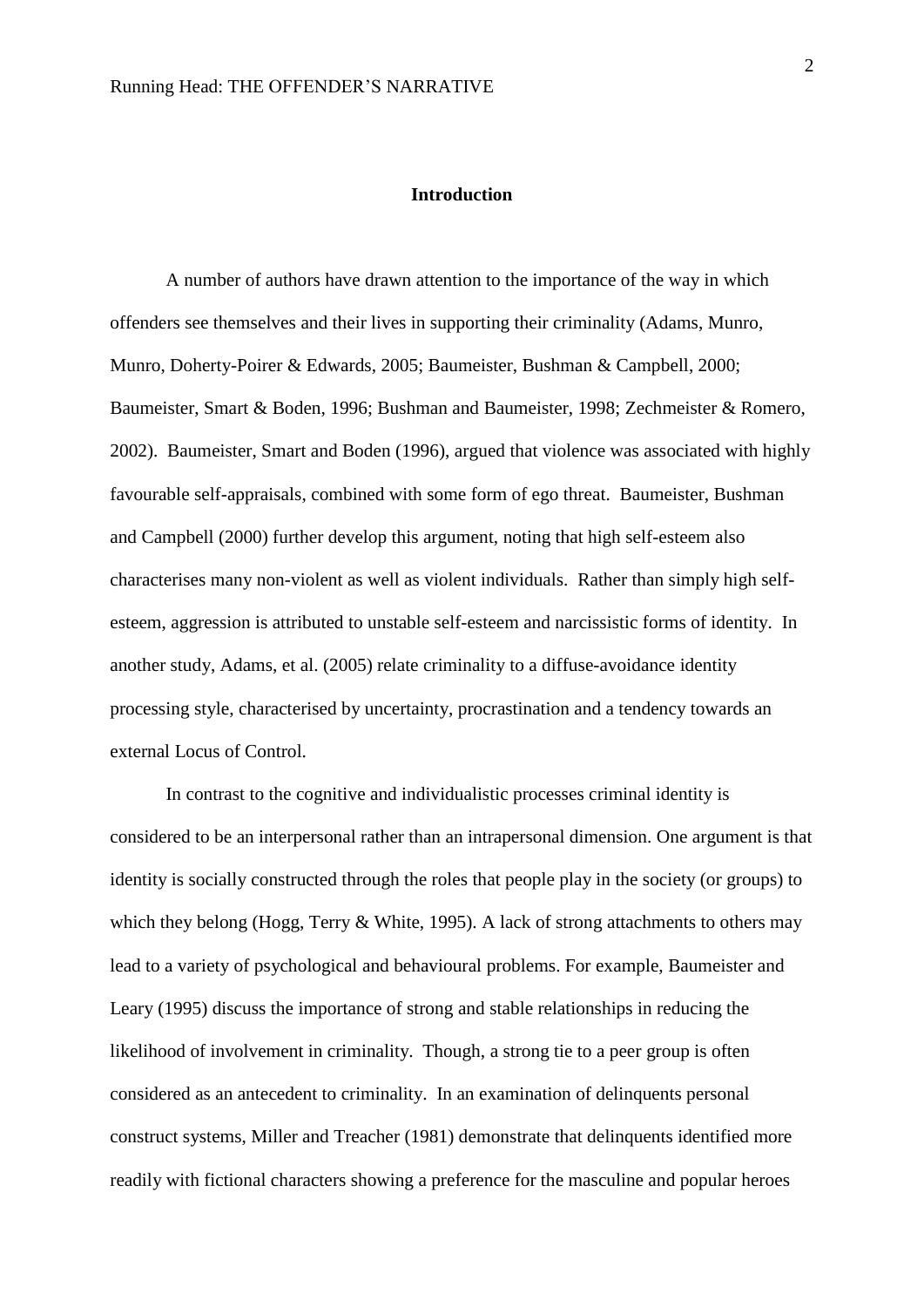## Introduction

A number of authors have drawn attention to the importance of the way in which offenders see themselves and their lives in supporting their criminality (Adams, Munro, Munro, Doherty-Poirer & Edwards, 2005; Baumeister, Bushman & Campbell, 2000; Baumeister, Smart & Boden, 1996; Bushman and Baumeister, 1998; Zechmeister & Romero, 2002). Baumeister, Smart and Boden (1996), argued that violence was associated with highly favourable self-appraisals, combined with some form of ego threat. Baumeister, Bushman and Campbell (2000) further develop this argument, noting that high self-esteem also characterises many non-violent as well as violent individuals. Rather than simply high self-esteem, aggression is attributed to unstable self-esteem and narcissistic forms of identity. In another study, Adams, et al. (2005) relate criminality to a diffuse-avoidance identity processing style, characterised by uncertainty, procrastination and a tendency towards an external Locus of Control.

In contrast to the cognitive and individualistic processes criminal identity is considered to be an interpersonal rather than an intrapersonal dimension. One argument is that identity is socially constructed through the roles that people play in the society (or groups) to which they belong (Hogg, Terry & White, 1995). A lack of strong attachments to others may lead to a variety of psychological and behavioural problems. For example, Baumeister and Leary (1995) discuss the importance of strong and stable relationships in reducing the likelihood of involvement in criminality. Though, a strong tie to a peer group is often considered as an antecedent to criminality. In an examination of delinquents personal construct systems, Miller and Treacher (1981) demonstrate that delinquents identified more readily with fictional characters showing a preference for the masculine and popular heroes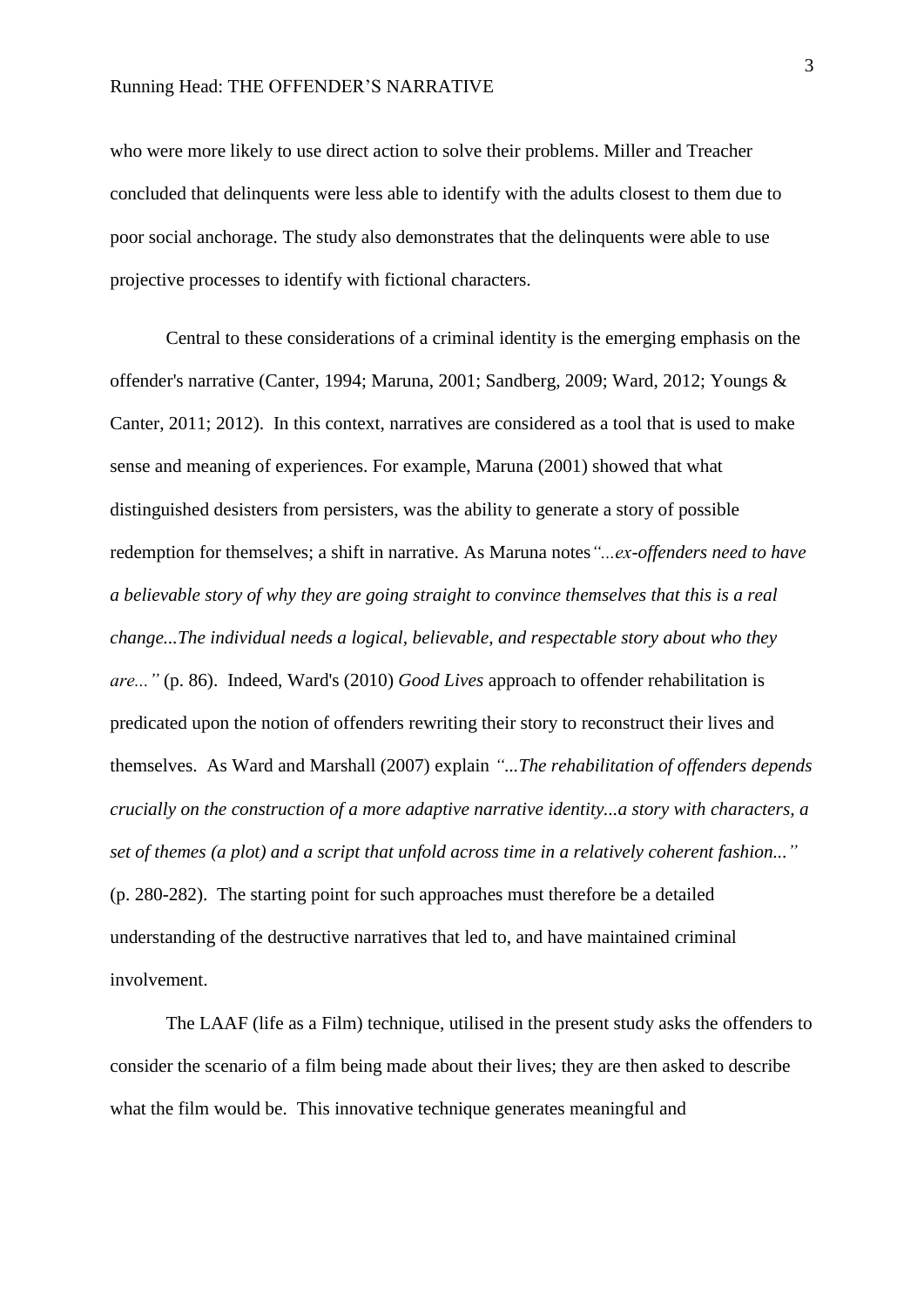who were more likely to use direct action to solve their problems. Miller and Treacher concluded that delinquents were less able to identify with the adults closest to them due to poor social anchorage. The study also demonstrates that the delinquents were able to use projective processes to identify with fictional characters.

Central to these considerations of a criminal identity is the emerging emphasis on the offender's narrative (Canter, 1994; Maruna, 2001; Sandberg, 2009; Ward, 2012; Youngs & Canter, 2011; 2012). In this context, narratives are considered as a tool that is used to make sense and meaning of experiences. For example, Maruna (2001) showed that what distinguished desisters from persisters, was the ability to generate a story of possible redemption for themselves; a shift in narrative. As Maruna notes *"...ex-offenders need to have a believable story of why they are going straight to convince themselves that this is a real change...The individual needs a logical, believable, and respectable story about who they are..."* (p. 86). Indeed, Ward's (2010) *Good Lives* approach to offender rehabilitation is predicated upon the notion of offenders rewriting their story to reconstruct their lives and themselves. As Ward and Marshall (2007) explain *"...The rehabilitation of offenders depends crucially on the construction of a more adaptive narrative identity...a story with characters, a set of themes (a plot) and a script that unfold across time in a relatively coherent fashion..."* (p. 280-282). The starting point for such approaches must therefore be a detailed understanding of the destructive narratives that led to, and have maintained criminal involvement.

The LAAF (life as a Film) technique, utilised in the present study asks the offenders to consider the scenario of a film being made about their lives; they are then asked to describe what the film would be. This innovative technique generates meaningful and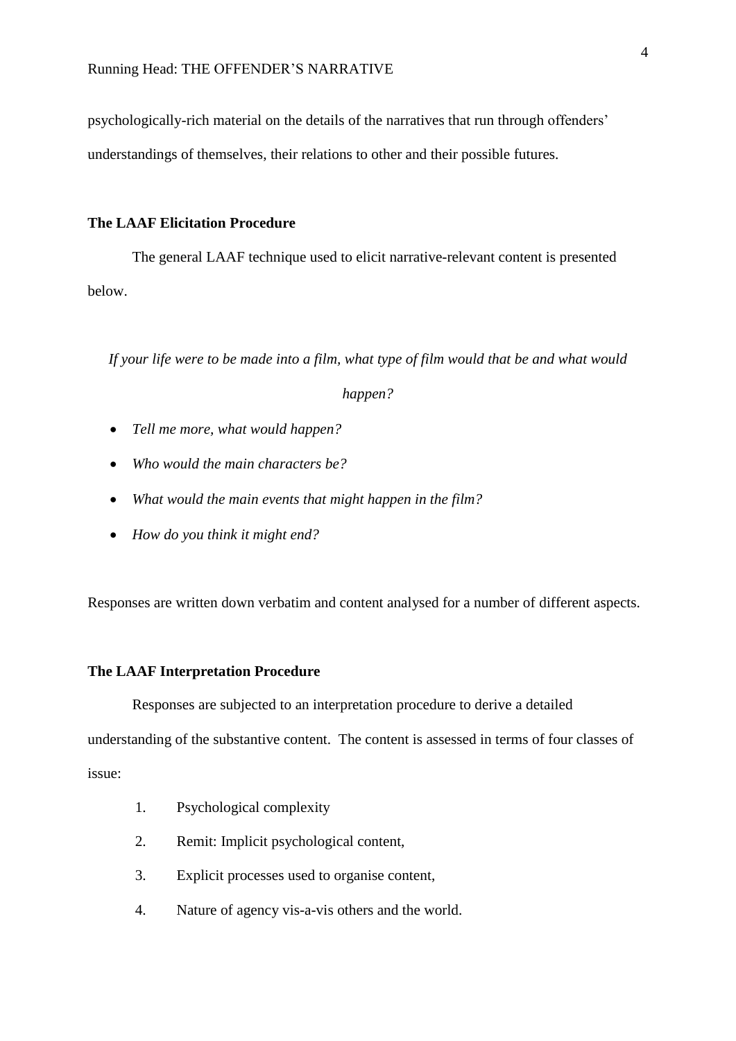psychologically-rich material on the details of the narratives that run through offenders' understandings of themselves, their relations to other and their possible futures.

### The LAAF Elicitation Procedure

The general LAAF technique used to elicit narrative-relevant content is presented below.

*If your life were to be made into a film, what type of film would that be and what would happen?*

- *Tell me more, what would happen?*
- *Who would the main characters be?*
- *What would the main events that might happen in the film?*
- *How do you think it might end?*

Responses are written down verbatim and content analysed for a number of different aspects.

### The LAAF Interpretation Procedure

Responses are subjected to an interpretation procedure to derive a detailed understanding of the substantive content. The content is assessed in terms of four classes of issue:

1. Psychological complexity
2. Remit: Implicit psychological content,
3. Explicit processes used to organise content,
4. Nature of agency vis-a-vis others and the world.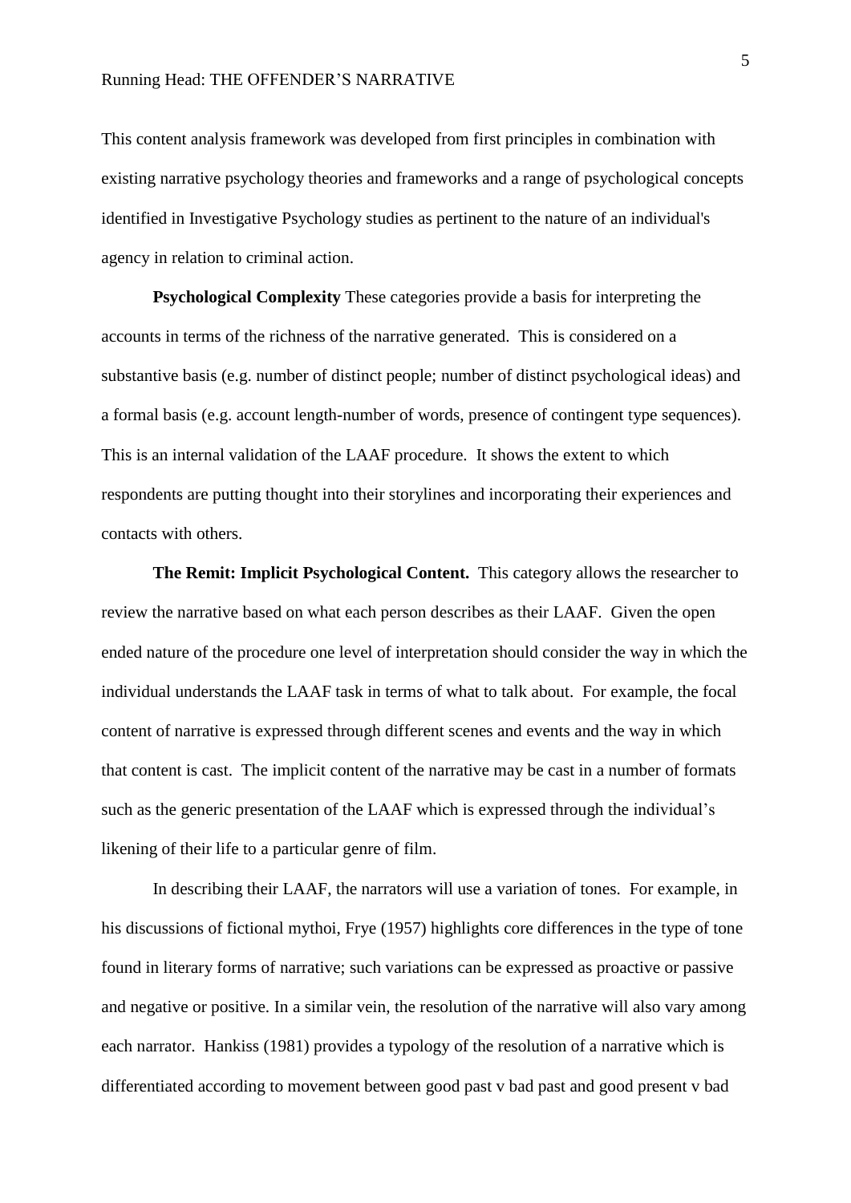This content analysis framework was developed from first principles in combination with existing narrative psychology theories and frameworks and a range of psychological concepts identified in Investigative Psychology studies as pertinent to the nature of an individual's agency in relation to criminal action.

**Psychological Complexity** These categories provide a basis for interpreting the accounts in terms of the richness of the narrative generated. This is considered on a substantive basis (e.g. number of distinct people; number of distinct psychological ideas) and a formal basis (e.g. account length-number of words, presence of contingent type sequences). This is an internal validation of the LAAF procedure. It shows the extent to which respondents are putting thought into their storylines and incorporating their experiences and contacts with others.

**The Remit: Implicit Psychological Content.** This category allows the researcher to review the narrative based on what each person describes as their LAAF. Given the open ended nature of the procedure one level of interpretation should consider the way in which the individual understands the LAAF task in terms of what to talk about. For example, the focal content of narrative is expressed through different scenes and events and the way in which that content is cast. The implicit content of the narrative may be cast in a number of formats such as the generic presentation of the LAAF which is expressed through the individual's likening of their life to a particular genre of film.

In describing their LAAF, the narrators will use a variation of tones. For example, in his discussions of fictional mythoi, Frye (1957) highlights core differences in the type of tone found in literary forms of narrative; such variations can be expressed as proactive or passive and negative or positive. In a similar vein, the resolution of the narrative will also vary among each narrator. Hankiss (1981) provides a typology of the resolution of a narrative which is differentiated according to movement between good past v bad past and good present v bad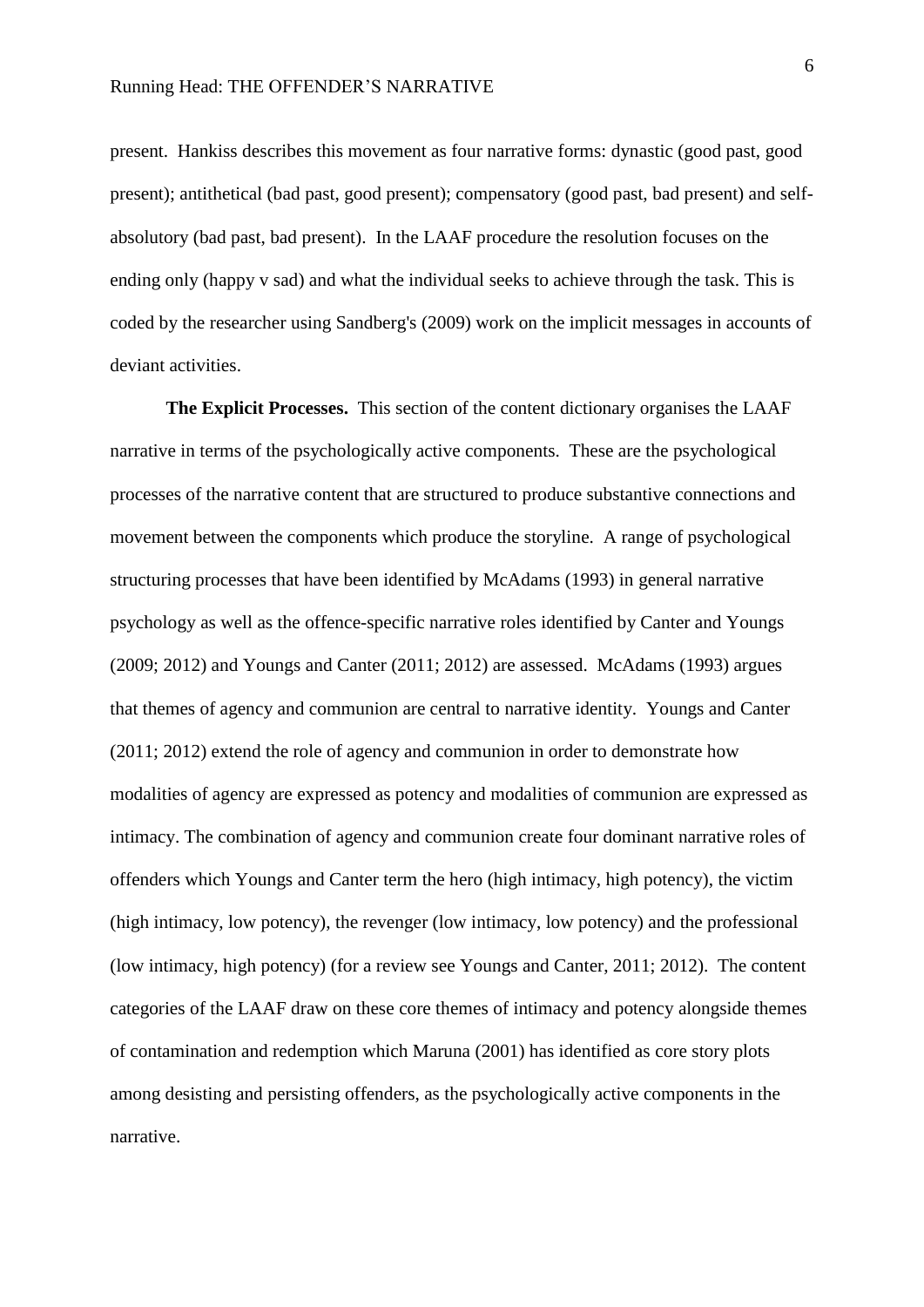present. Hankiss describes this movement as four narrative forms: dynastic (good past, good present); antithetical (bad past, good present); compensatory (good past, bad present) and self-absolutory (bad past, bad present). In the LAAF procedure the resolution focuses on the ending only (happy v sad) and what the individual seeks to achieve through the task. This is coded by the researcher using Sandberg's (2009) work on the implicit messages in accounts of deviant activities.

**The Explicit Processes.** This section of the content dictionary organises the LAAF narrative in terms of the psychologically active components. These are the psychological processes of the narrative content that are structured to produce substantive connections and movement between the components which produce the storyline. A range of psychological structuring processes that have been identified by McAdams (1993) in general narrative psychology as well as the offence-specific narrative roles identified by Canter and Youngs (2009; 2012) and Youngs and Canter (2011; 2012) are assessed. McAdams (1993) argues that themes of agency and communion are central to narrative identity. Youngs and Canter (2011; 2012) extend the role of agency and communion in order to demonstrate how modalities of agency are expressed as potency and modalities of communion are expressed as intimacy. The combination of agency and communion create four dominant narrative roles of offenders which Youngs and Canter term the hero (high intimacy, high potency), the victim (high intimacy, low potency), the revenger (low intimacy, low potency) and the professional (low intimacy, high potency) (for a review see Youngs and Canter, 2011; 2012). The content categories of the LAAF draw on these core themes of intimacy and potency alongside themes of contamination and redemption which Maruna (2001) has identified as core story plots among desisting and persisting offenders, as the psychologically active components in the narrative.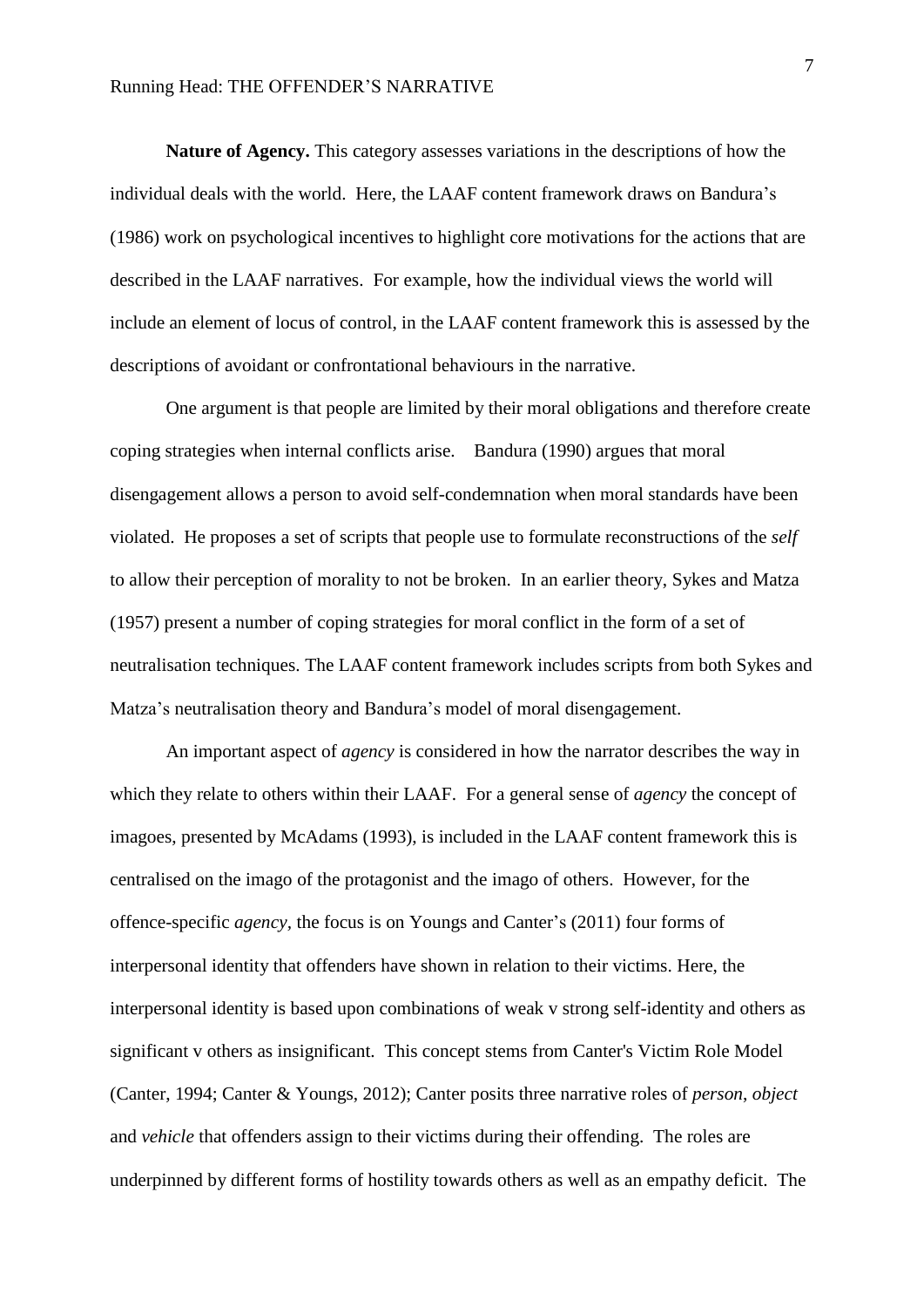**Nature of Agency.** This category assesses variations in the descriptions of how the individual deals with the world. Here, the LAAF content framework draws on Bandura's (1986) work on psychological incentives to highlight core motivations for the actions that are described in the LAAF narratives. For example, how the individual views the world will include an element of locus of control, in the LAAF content framework this is assessed by the descriptions of avoidant or confrontational behaviours in the narrative.

One argument is that people are limited by their moral obligations and therefore create coping strategies when internal conflicts arise. Bandura (1990) argues that moral disengagement allows a person to avoid self-condemnation when moral standards have been violated. He proposes a set of scripts that people use to formulate reconstructions of the *self* to allow their perception of morality to not be broken. In an earlier theory, Sykes and Matza (1957) present a number of coping strategies for moral conflict in the form of a set of neutralisation techniques. The LAAF content framework includes scripts from both Sykes and Matza's neutralisation theory and Bandura's model of moral disengagement.

An important aspect of *agency* is considered in how the narrator describes the way in which they relate to others within their LAAF. For a general sense of *agency* the concept of imagoes, presented by McAdams (1993), is included in the LAAF content framework this is centralised on the imago of the protagonist and the imago of others. However, for the offence-specific *agency*, the focus is on Youngs and Canter's (2011) four forms of interpersonal identity that offenders have shown in relation to their victims. Here, the interpersonal identity is based upon combinations of weak v strong self-identity and others as significant v others as insignificant. This concept stems from Canter's Victim Role Model (Canter, 1994; Canter & Youngs, 2012); Canter posits three narrative roles of *person*, *object* and *vehicle* that offenders assign to their victims during their offending. The roles are underpinned by different forms of hostility towards others as well as an empathy deficit. The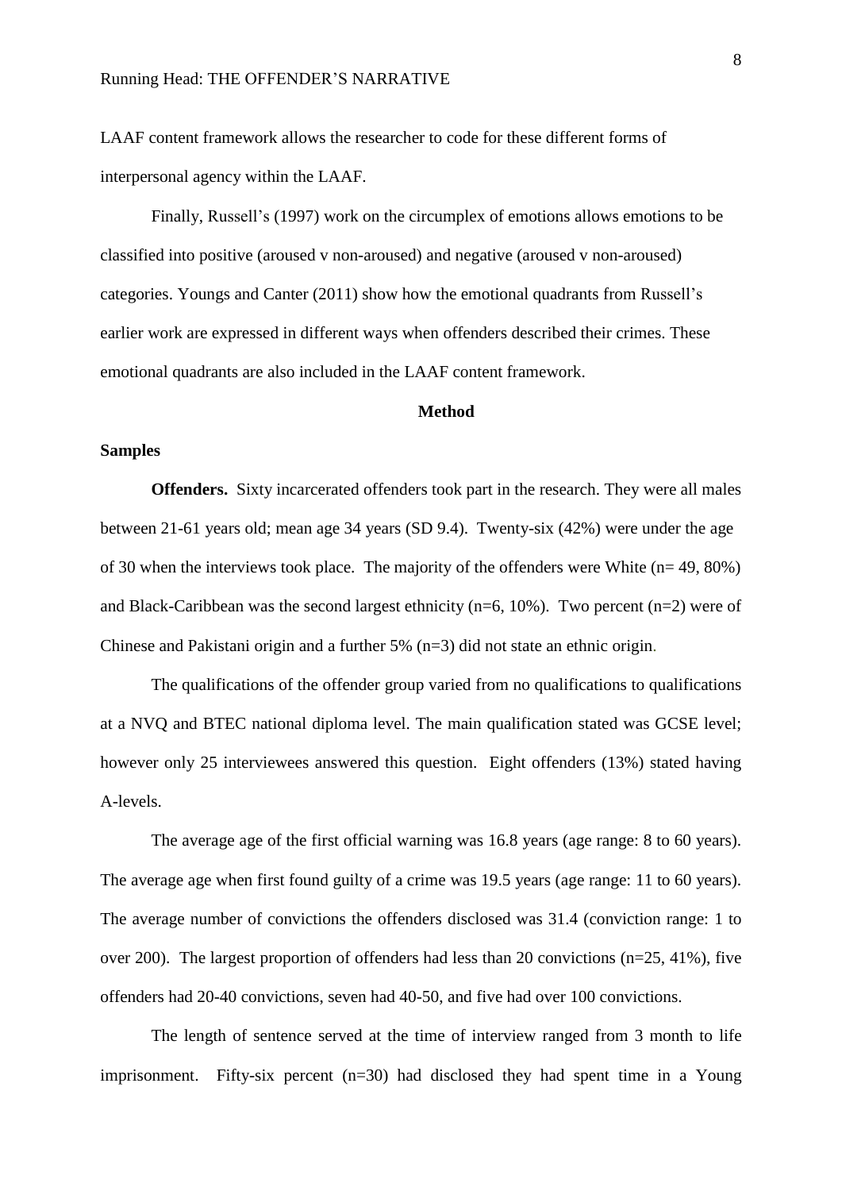LAAF content framework allows the researcher to code for these different forms of interpersonal agency within the LAAF.

Finally, Russell's (1997) work on the circumplex of emotions allows emotions to be classified into positive (aroused v non-aroused) and negative (aroused v non-aroused) categories. Youngs and Canter (2011) show how the emotional quadrants from Russell's earlier work are expressed in different ways when offenders described their crimes. These emotional quadrants are also included in the LAAF content framework.

## Method

### Samples

**Offenders.** Sixty incarcerated offenders took part in the research. They were all males between 21-61 years old; mean age 34 years (SD 9.4). Twenty-six (42%) were under the age of 30 when the interviews took place. The majority of the offenders were White (n= 49, 80%) and Black-Caribbean was the second largest ethnicity (n=6, 10%). Two percent (n=2) were of Chinese and Pakistani origin and a further 5% (n=3) did not state an ethnic origin.

The qualifications of the offender group varied from no qualifications to qualifications at a NVQ and BTEC national diploma level. The main qualification stated was GCSE level; however only 25 interviewees answered this question. Eight offenders (13%) stated having A-levels.

The average age of the first official warning was 16.8 years (age range: 8 to 60 years). The average age when first found guilty of a crime was 19.5 years (age range: 11 to 60 years). The average number of convictions the offenders disclosed was 31.4 (conviction range: 1 to over 200). The largest proportion of offenders had less than 20 convictions (n=25, 41%), five offenders had 20-40 convictions, seven had 40-50, and five had over 100 convictions.

The length of sentence served at the time of interview ranged from 3 month to life imprisonment. Fifty-six percent (n=30) had disclosed they had spent time in a Young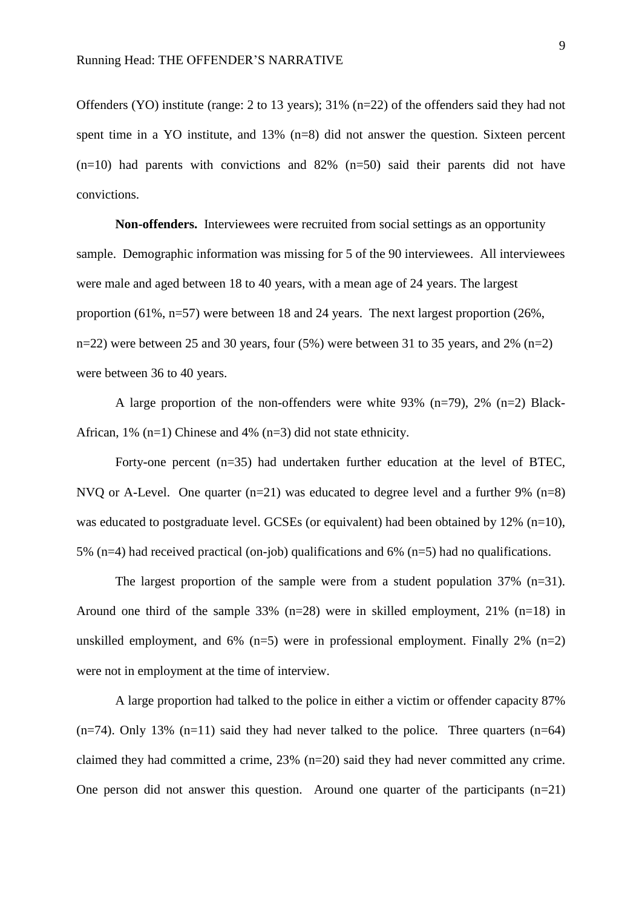Offenders (YO) institute (range: 2 to 13 years); 31% (n=22) of the offenders said they had not spent time in a YO institute, and 13% (n=8) did not answer the question. Sixteen percent (n=10) had parents with convictions and 82% (n=50) said their parents did not have convictions.

**Non-offenders.** Interviewees were recruited from social settings as an opportunity sample. Demographic information was missing for 5 of the 90 interviewees. All interviewees were male and aged between 18 to 40 years, with a mean age of 24 years. The largest proportion (61%, n=57) were between 18 and 24 years. The next largest proportion (26%, n=22) were between 25 and 30 years, four (5%) were between 31 to 35 years, and 2% (n=2) were between 36 to 40 years.

A large proportion of the non-offenders were white 93% (n=79), 2% (n=2) Black-African, 1% (n=1) Chinese and 4% (n=3) did not state ethnicity.

Forty-one percent (n=35) had undertaken further education at the level of BTEC, NVQ or A-Level. One quarter (n=21) was educated to degree level and a further 9% (n=8) was educated to postgraduate level. GCSEs (or equivalent) had been obtained by 12% (n=10), 5% (n=4) had received practical (on-job) qualifications and 6% (n=5) had no qualifications.

The largest proportion of the sample were from a student population 37% (n=31). Around one third of the sample 33% (n=28) were in skilled employment, 21% (n=18) in unskilled employment, and 6% (n=5) were in professional employment. Finally 2% (n=2) were not in employment at the time of interview.

A large proportion had talked to the police in either a victim or offender capacity 87% (n=74). Only 13% (n=11) said they had never talked to the police. Three quarters (n=64) claimed they had committed a crime, 23% (n=20) said they had never committed any crime. One person did not answer this question. Around one quarter of the participants (n=21)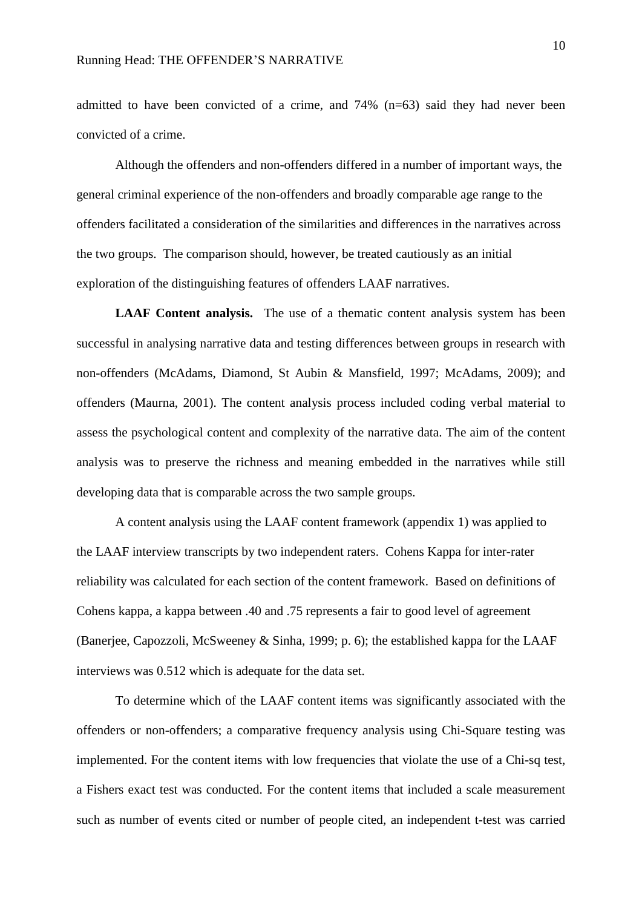admitted to have been convicted of a crime, and 74% (n=63) said they had never been convicted of a crime.

Although the offenders and non-offenders differed in a number of important ways, the general criminal experience of the non-offenders and broadly comparable age range to the offenders facilitated a consideration of the similarities and differences in the narratives across the two groups. The comparison should, however, be treated cautiously as an initial exploration of the distinguishing features of offenders LAAF narratives.

**LAAF Content analysis.** The use of a thematic content analysis system has been successful in analysing narrative data and testing differences between groups in research with non-offenders (McAdams, Diamond, St Aubin & Mansfield, 1997; McAdams, 2009); and offenders (Maurna, 2001). The content analysis process included coding verbal material to assess the psychological content and complexity of the narrative data. The aim of the content analysis was to preserve the richness and meaning embedded in the narratives while still developing data that is comparable across the two sample groups.

A content analysis using the LAAF content framework (appendix 1) was applied to the LAAF interview transcripts by two independent raters. Cohens Kappa for inter-rater reliability was calculated for each section of the content framework. Based on definitions of Cohens kappa, a kappa between .40 and .75 represents a fair to good level of agreement (Banerjee, Capozzoli, McSweeney & Sinha, 1999; p. 6); the established kappa for the LAAF interviews was 0.512 which is adequate for the data set.

To determine which of the LAAF content items was significantly associated with the offenders or non-offenders; a comparative frequency analysis using Chi-Square testing was implemented. For the content items with low frequencies that violate the use of a Chi-sq test, a Fishers exact test was conducted. For the content items that included a scale measurement such as number of events cited or number of people cited, an independent t-test was carried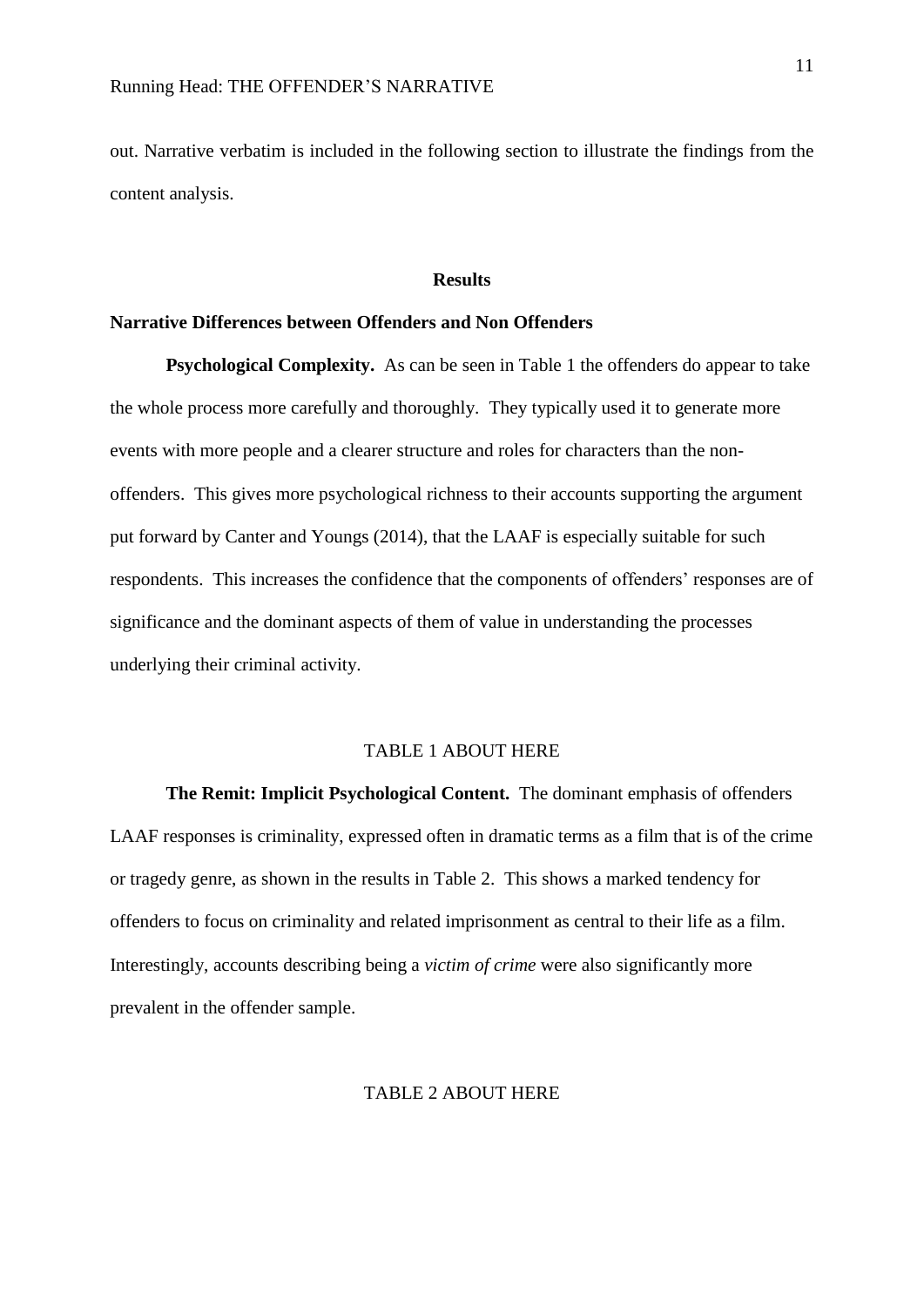out. Narrative verbatim is included in the following section to illustrate the findings from the content analysis.

## Results

### Narrative Differences between Offenders and Non Offenders

**Psychological Complexity.** As can be seen in Table 1 the offenders do appear to take the whole process more carefully and thoroughly. They typically used it to generate more events with more people and a clearer structure and roles for characters than the non-offenders. This gives more psychological richness to their accounts supporting the argument put forward by Canter and Youngs (2014), that the LAAF is especially suitable for such respondents. This increases the confidence that the components of offenders' responses are of significance and the dominant aspects of them of value in understanding the processes underlying their criminal activity.

TABLE 1 ABOUT HERE

**The Remit: Implicit Psychological Content.** The dominant emphasis of offenders LAAF responses is criminality, expressed often in dramatic terms as a film that is of the crime or tragedy genre, as shown in the results in Table 2. This shows a marked tendency for offenders to focus on criminality and related imprisonment as central to their life as a film. Interestingly, accounts describing being a *victim of crime* were also significantly more prevalent in the offender sample.

TABLE 2 ABOUT HERE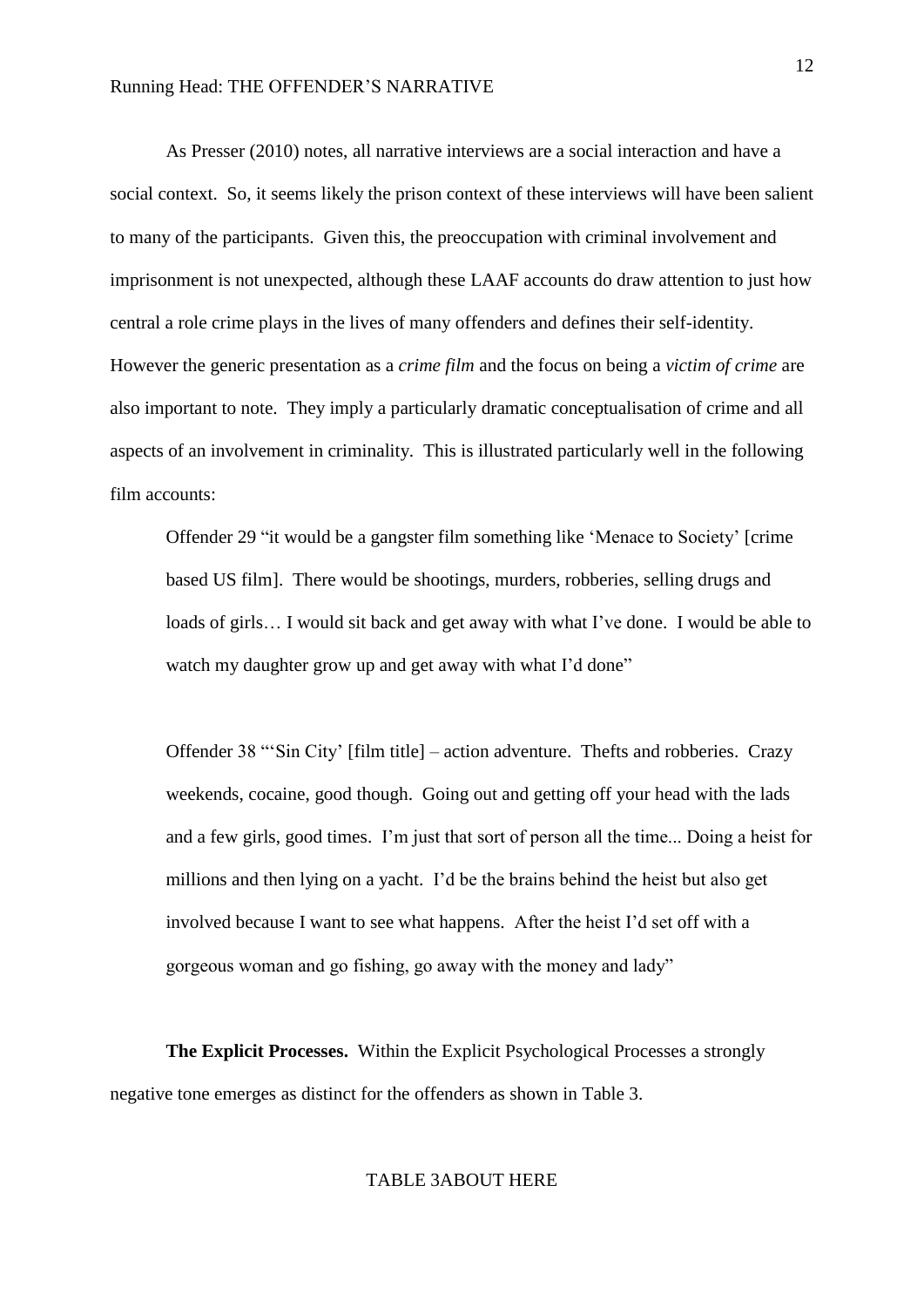As Presser (2010) notes, all narrative interviews are a social interaction and have a social context. So, it seems likely the prison context of these interviews will have been salient to many of the participants. Given this, the preoccupation with criminal involvement and imprisonment is not unexpected, although these LAAF accounts do draw attention to just how central a role crime plays in the lives of many offenders and defines their self-identity. However the generic presentation as a *crime film* and the focus on being a *victim of crime* are also important to note. They imply a particularly dramatic conceptualisation of crime and all aspects of an involvement in criminality. This is illustrated particularly well in the following film accounts:

> Offender 29 "it would be a gangster film something like 'Menace to Society' [crime based US film]. There would be shootings, murders, robberies, selling drugs and loads of girls… I would sit back and get away with what I've done. I would be able to watch my daughter grow up and get away with what I'd done"

> Offender 38 "'Sin City' [film title] – action adventure. Thefts and robberies. Crazy weekends, cocaine, good though. Going out and getting off your head with the lads and a few girls, good times. I'm just that sort of person all the time... Doing a heist for millions and then lying on a yacht. I'd be the brains behind the heist but also get involved because I want to see what happens. After the heist I'd set off with a gorgeous woman and go fishing, go away with the money and lady"

**The Explicit Processes.** Within the Explicit Psychological Processes a strongly negative tone emerges as distinct for the offenders as shown in Table 3.

TABLE 3ABOUT HERE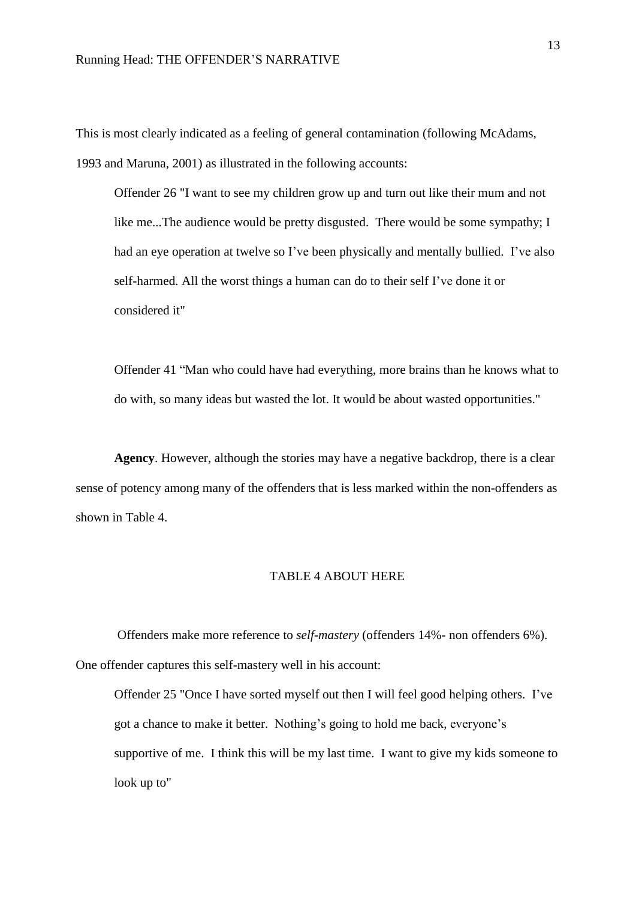This is most clearly indicated as a feeling of general contamination (following McAdams, 1993 and Maruna, 2001) as illustrated in the following accounts:

> Offender 26 "I want to see my children grow up and turn out like their mum and not like me...The audience would be pretty disgusted. There would be some sympathy; I had an eye operation at twelve so I've been physically and mentally bullied. I've also self-harmed. All the worst things a human can do to their self I've done it or considered it"

> Offender 41 "Man who could have had everything, more brains than he knows what to do with, so many ideas but wasted the lot. It would be about wasted opportunities."

**Agency**. However, although the stories may have a negative backdrop, there is a clear sense of potency among many of the offenders that is less marked within the non-offenders as shown in Table 4.

TABLE 4 ABOUT HERE

Offenders make more reference to *self-mastery* (offenders 14%- non offenders 6%). One offender captures this self-mastery well in his account:

> Offender 25 "Once I have sorted myself out then I will feel good helping others. I've got a chance to make it better. Nothing's going to hold me back, everyone's supportive of me. I think this will be my last time. I want to give my kids someone to look up to"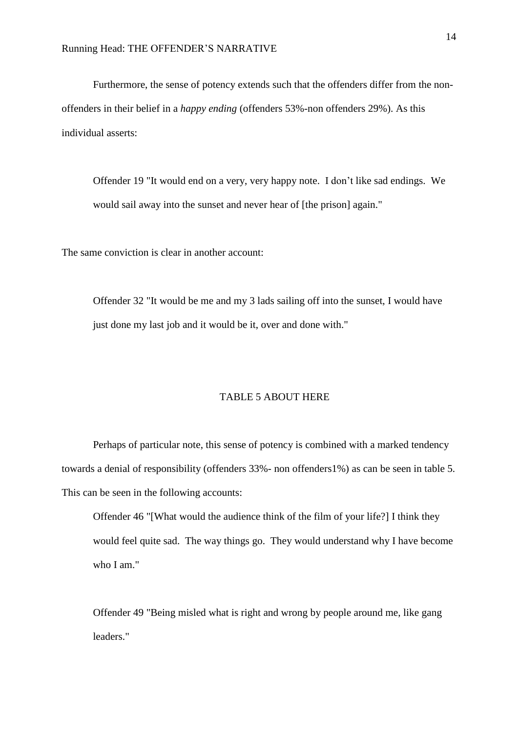Furthermore, the sense of potency extends such that the offenders differ from the non-offenders in their belief in a *happy ending* (offenders 53%-non offenders 29%). As this individual asserts:

> Offender 19 "It would end on a very, very happy note. I don't like sad endings. We would sail away into the sunset and never hear of [the prison] again."

The same conviction is clear in another account:

> Offender 32 "It would be me and my 3 lads sailing off into the sunset, I would have just done my last job and it would be it, over and done with."

TABLE 5 ABOUT HERE

Perhaps of particular note, this sense of potency is combined with a marked tendency towards a denial of responsibility (offenders 33%- non offenders1%) as can be seen in table 5. This can be seen in the following accounts:

> Offender 46 "[What would the audience think of the film of your life?] I think they would feel quite sad. The way things go. They would understand why I have become who I am."

> Offender 49 "Being misled what is right and wrong by people around me, like gang leaders."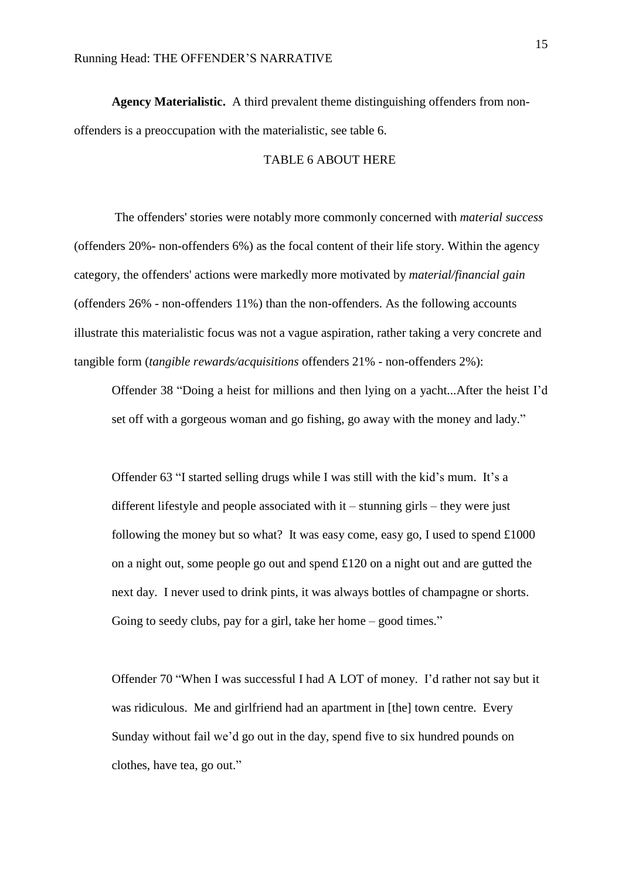**Agency Materialistic.** A third prevalent theme distinguishing offenders from non-offenders is a preoccupation with the materialistic, see table 6.

TABLE 6 ABOUT HERE

The offenders' stories were notably more commonly concerned with *material success* (offenders 20%- non-offenders 6%) as the focal content of their life story. Within the agency category, the offenders' actions were markedly more motivated by *material/financial gain* (offenders 26% - non-offenders 11%) than the non-offenders. As the following accounts illustrate this materialistic focus was not a vague aspiration, rather taking a very concrete and tangible form (*tangible rewards/acquisitions* offenders 21% - non-offenders 2%):

> Offender 38 "Doing a heist for millions and then lying on a yacht...After the heist I'd set off with a gorgeous woman and go fishing, go away with the money and lady."
>
> Offender 63 "I started selling drugs while I was still with the kid's mum. It's a different lifestyle and people associated with it – stunning girls – they were just following the money but so what? It was easy come, easy go, I used to spend £1000 on a night out, some people go out and spend £120 on a night out and are gutted the next day. I never used to drink pints, it was always bottles of champagne or shorts. Going to seedy clubs, pay for a girl, take her home – good times."
>
> Offender 70 "When I was successful I had A LOT of money. I'd rather not say but it was ridiculous. Me and girlfriend had an apartment in [the] town centre. Every Sunday without fail we'd go out in the day, spend five to six hundred pounds on clothes, have tea, go out."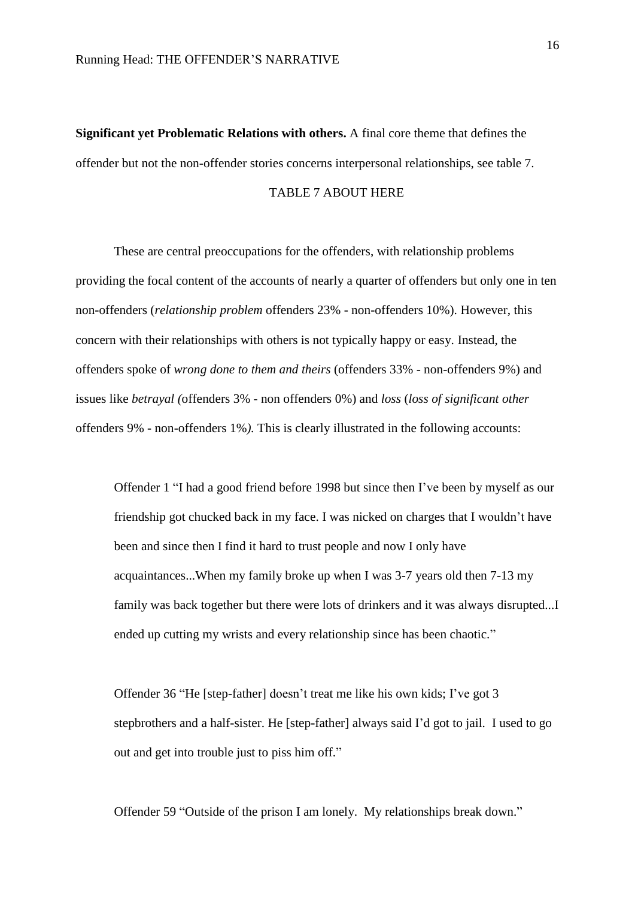**Significant yet Problematic Relations with others.** A final core theme that defines the offender but not the non-offender stories concerns interpersonal relationships, see table 7.

TABLE 7 ABOUT HERE

These are central preoccupations for the offenders, with relationship problems providing the focal content of the accounts of nearly a quarter of offenders but only one in ten non-offenders (*relationship problem* offenders 23% - non-offenders 10%). However, this concern with their relationships with others is not typically happy or easy. Instead, the offenders spoke of *wrong done to them and theirs* (offenders 33% - non-offenders 9%) and issues like *betrayal (*offenders 3% - non offenders 0%) and *loss* (*loss of significant other* offenders 9% - non-offenders 1%*).* This is clearly illustrated in the following accounts:

> Offender 1 "I had a good friend before 1998 but since then I've been by myself as our friendship got chucked back in my face. I was nicked on charges that I wouldn't have been and since then I find it hard to trust people and now I only have acquaintances...When my family broke up when I was 3-7 years old then 7-13 my family was back together but there were lots of drinkers and it was always disrupted...I ended up cutting my wrists and every relationship since has been chaotic."

> Offender 36 "He [step-father] doesn't treat me like his own kids; I've got 3 stepbrothers and a half-sister. He [step-father] always said I'd got to jail. I used to go out and get into trouble just to piss him off."

> Offender 59 "Outside of the prison I am lonely. My relationships break down."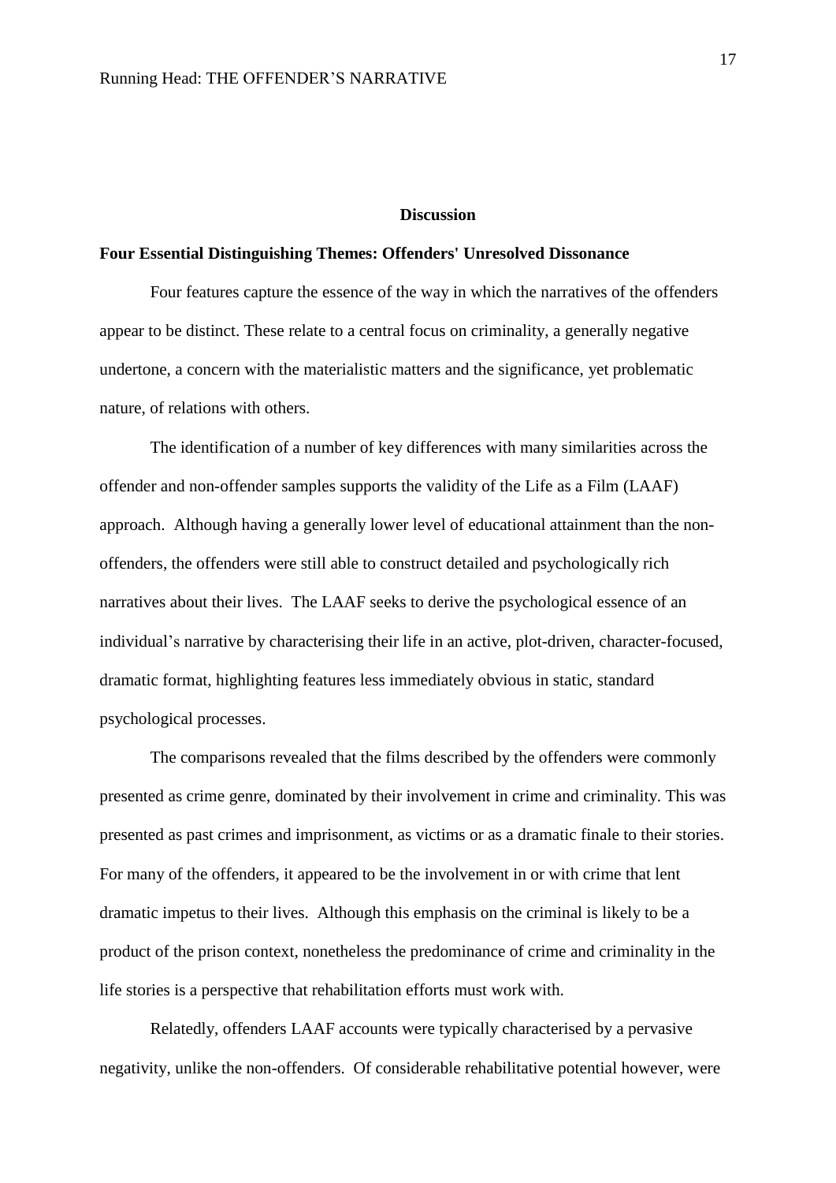## Discussion

### Four Essential Distinguishing Themes: Offenders' Unresolved Dissonance

Four features capture the essence of the way in which the narratives of the offenders appear to be distinct. These relate to a central focus on criminality, a generally negative undertone, a concern with the materialistic matters and the significance, yet problematic nature, of relations with others.

The identification of a number of key differences with many similarities across the offender and non-offender samples supports the validity of the Life as a Film (LAAF) approach. Although having a generally lower level of educational attainment than the non-offenders, the offenders were still able to construct detailed and psychologically rich narratives about their lives. The LAAF seeks to derive the psychological essence of an individual's narrative by characterising their life in an active, plot-driven, character-focused, dramatic format, highlighting features less immediately obvious in static, standard psychological processes.

The comparisons revealed that the films described by the offenders were commonly presented as crime genre, dominated by their involvement in crime and criminality. This was presented as past crimes and imprisonment, as victims or as a dramatic finale to their stories. For many of the offenders, it appeared to be the involvement in or with crime that lent dramatic impetus to their lives. Although this emphasis on the criminal is likely to be a product of the prison context, nonetheless the predominance of crime and criminality in the life stories is a perspective that rehabilitation efforts must work with.

Relatedly, offenders LAAF accounts were typically characterised by a pervasive negativity, unlike the non-offenders. Of considerable rehabilitative potential however, were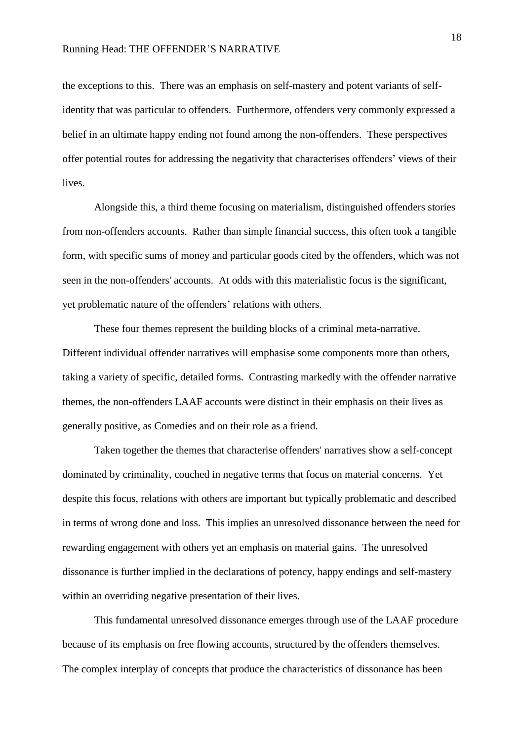the exceptions to this. There was an emphasis on self-mastery and potent variants of self-identity that was particular to offenders. Furthermore, offenders very commonly expressed a belief in an ultimate happy ending not found among the non-offenders. These perspectives offer potential routes for addressing the negativity that characterises offenders' views of their lives.

Alongside this, a third theme focusing on materialism, distinguished offenders stories from non-offenders accounts. Rather than simple financial success, this often took a tangible form, with specific sums of money and particular goods cited by the offenders, which was not seen in the non-offenders' accounts. At odds with this materialistic focus is the significant, yet problematic nature of the offenders' relations with others.

These four themes represent the building blocks of a criminal meta-narrative. Different individual offender narratives will emphasise some components more than others, taking a variety of specific, detailed forms. Contrasting markedly with the offender narrative themes, the non-offenders LAAF accounts were distinct in their emphasis on their lives as generally positive, as Comedies and on their role as a friend.

Taken together the themes that characterise offenders' narratives show a self-concept dominated by criminality, couched in negative terms that focus on material concerns. Yet despite this focus, relations with others are important but typically problematic and described in terms of wrong done and loss. This implies an unresolved dissonance between the need for rewarding engagement with others yet an emphasis on material gains. The unresolved dissonance is further implied in the declarations of potency, happy endings and self-mastery within an overriding negative presentation of their lives.

This fundamental unresolved dissonance emerges through use of the LAAF procedure because of its emphasis on free flowing accounts, structured by the offenders themselves. The complex interplay of concepts that produce the characteristics of dissonance has been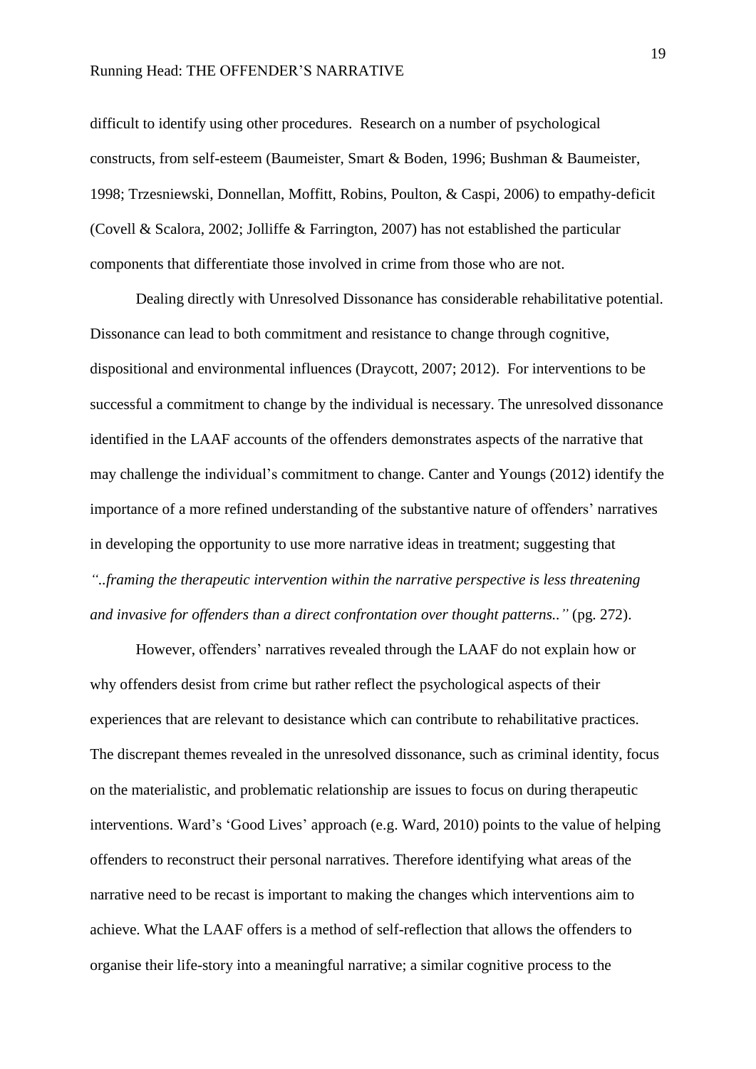difficult to identify using other procedures. Research on a number of psychological constructs, from self-esteem (Baumeister, Smart & Boden, 1996; Bushman & Baumeister, 1998; Trzesniewski, Donnellan, Moffitt, Robins, Poulton, & Caspi, 2006) to empathy-deficit (Covell & Scalora, 2002; Jolliffe & Farrington, 2007) has not established the particular components that differentiate those involved in crime from those who are not.

Dealing directly with Unresolved Dissonance has considerable rehabilitative potential. Dissonance can lead to both commitment and resistance to change through cognitive, dispositional and environmental influences (Draycott, 2007; 2012). For interventions to be successful a commitment to change by the individual is necessary. The unresolved dissonance identified in the LAAF accounts of the offenders demonstrates aspects of the narrative that may challenge the individual's commitment to change. Canter and Youngs (2012) identify the importance of a more refined understanding of the substantive nature of offenders' narratives in developing the opportunity to use more narrative ideas in treatment; suggesting that *"..framing the therapeutic intervention within the narrative perspective is less threatening and invasive for offenders than a direct confrontation over thought patterns.."* (pg. 272).

However, offenders' narratives revealed through the LAAF do not explain how or why offenders desist from crime but rather reflect the psychological aspects of their experiences that are relevant to desistance which can contribute to rehabilitative practices. The discrepant themes revealed in the unresolved dissonance, such as criminal identity, focus on the materialistic, and problematic relationship are issues to focus on during therapeutic interventions. Ward's 'Good Lives' approach (e.g. Ward, 2010) points to the value of helping offenders to reconstruct their personal narratives. Therefore identifying what areas of the narrative need to be recast is important to making the changes which interventions aim to achieve. What the LAAF offers is a method of self-reflection that allows the offenders to organise their life-story into a meaningful narrative; a similar cognitive process to the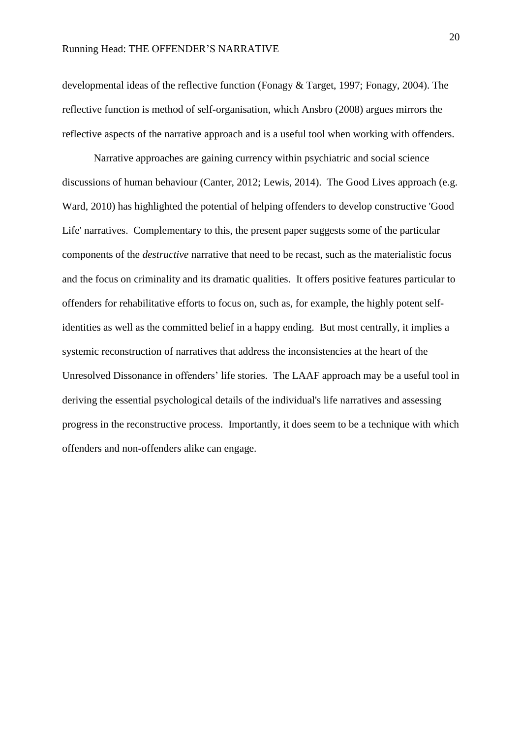developmental ideas of the reflective function (Fonagy & Target, 1997; Fonagy, 2004). The reflective function is method of self-organisation, which Ansbro (2008) argues mirrors the reflective aspects of the narrative approach and is a useful tool when working with offenders.

Narrative approaches are gaining currency within psychiatric and social science discussions of human behaviour (Canter, 2012; Lewis, 2014). The Good Lives approach (e.g. Ward, 2010) has highlighted the potential of helping offenders to develop constructive 'Good Life' narratives. Complementary to this, the present paper suggests some of the particular components of the *destructive* narrative that need to be recast, such as the materialistic focus and the focus on criminality and its dramatic qualities. It offers positive features particular to offenders for rehabilitative efforts to focus on, such as, for example, the highly potent self-identities as well as the committed belief in a happy ending. But most centrally, it implies a systemic reconstruction of narratives that address the inconsistencies at the heart of the Unresolved Dissonance in offenders' life stories. The LAAF approach may be a useful tool in deriving the essential psychological details of the individual's life narratives and assessing progress in the reconstructive process. Importantly, it does seem to be a technique with which offenders and non-offenders alike can engage.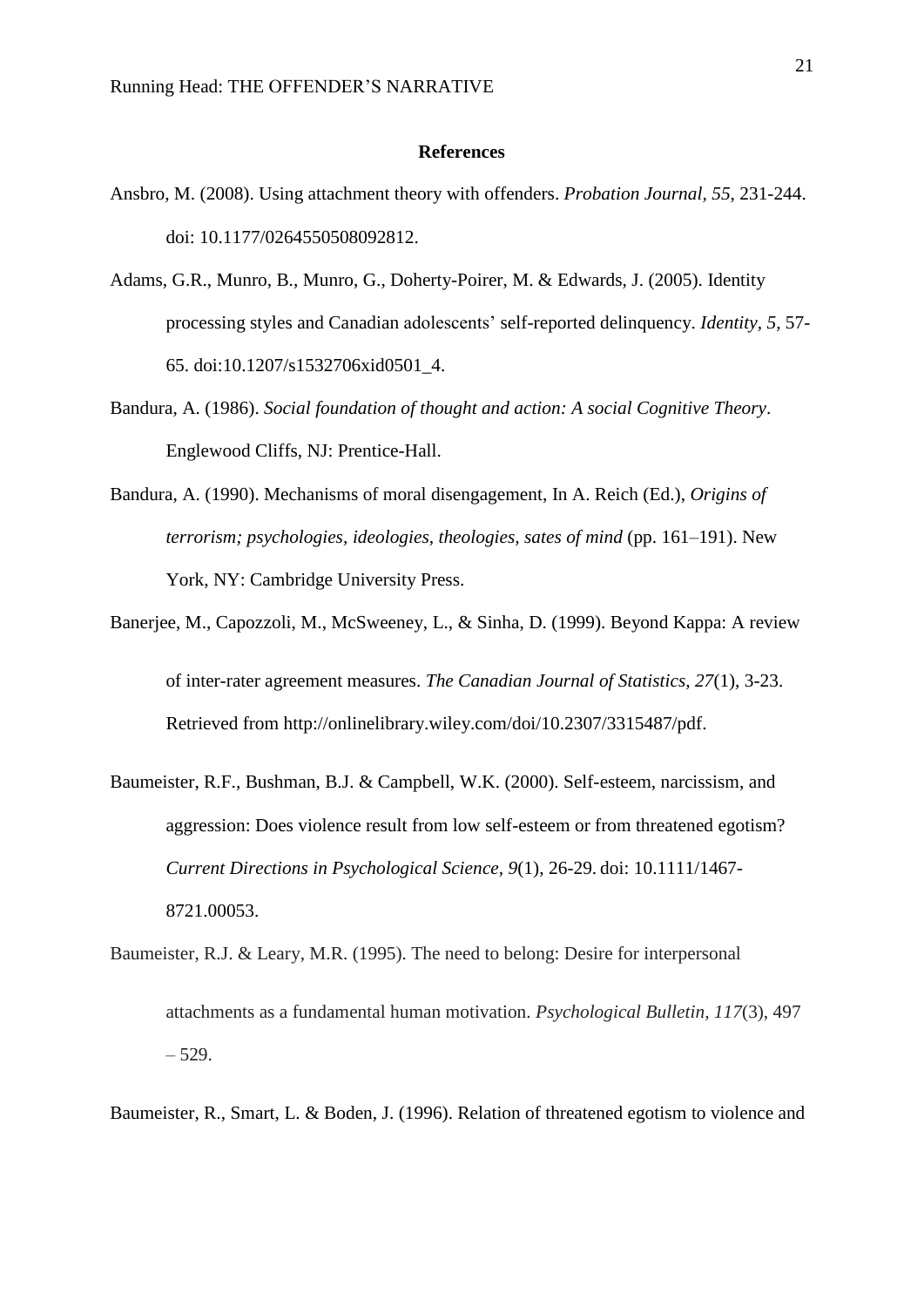## References

Ansbro, M. (2008). Using attachment theory with offenders. *Probation Journal*, *55*, 231-244. doi: 10.1177/0264550508092812.

Adams, G.R., Munro, B., Munro, G., Doherty-Poirer, M. & Edwards, J. (2005). Identity processing styles and Canadian adolescents' self-reported delinquency. *Identity*, *5*, 57-65. doi:10.1207/s1532706xid0501_4.

Bandura, A. (1986). *Social foundation of thought and action: A social Cognitive Theory*. Englewood Cliffs, NJ: Prentice-Hall.

Bandura, A. (1990). Mechanisms of moral disengagement, In A. Reich (Ed.), *Origins of terrorism; psychologies, ideologies, theologies, sates of mind* (pp. 161–191). New York, NY: Cambridge University Press.

Banerjee, M., Capozzoli, M., McSweeney, L., & Sinha, D. (1999). Beyond Kappa: A review of inter-rater agreement measures. *The Canadian Journal of Statistics, 27*(1), 3-23. Retrieved from http://onlinelibrary.wiley.com/doi/10.2307/3315487/pdf.

Baumeister, R.F., Bushman, B.J. & Campbell, W.K. (2000). Self-esteem, narcissism, and aggression: Does violence result from low self-esteem or from threatened egotism? *Current Directions in Psychological Science, 9*(1), 26-29. doi: 10.1111/1467-8721.00053.

Baumeister, R.J. & Leary, M.R. (1995). The need to belong: Desire for interpersonal attachments as a fundamental human motivation. *Psychological Bulletin, 117*(3), 497 – 529.

Baumeister, R., Smart, L. & Boden, J. (1996). Relation of threatened egotism to violence and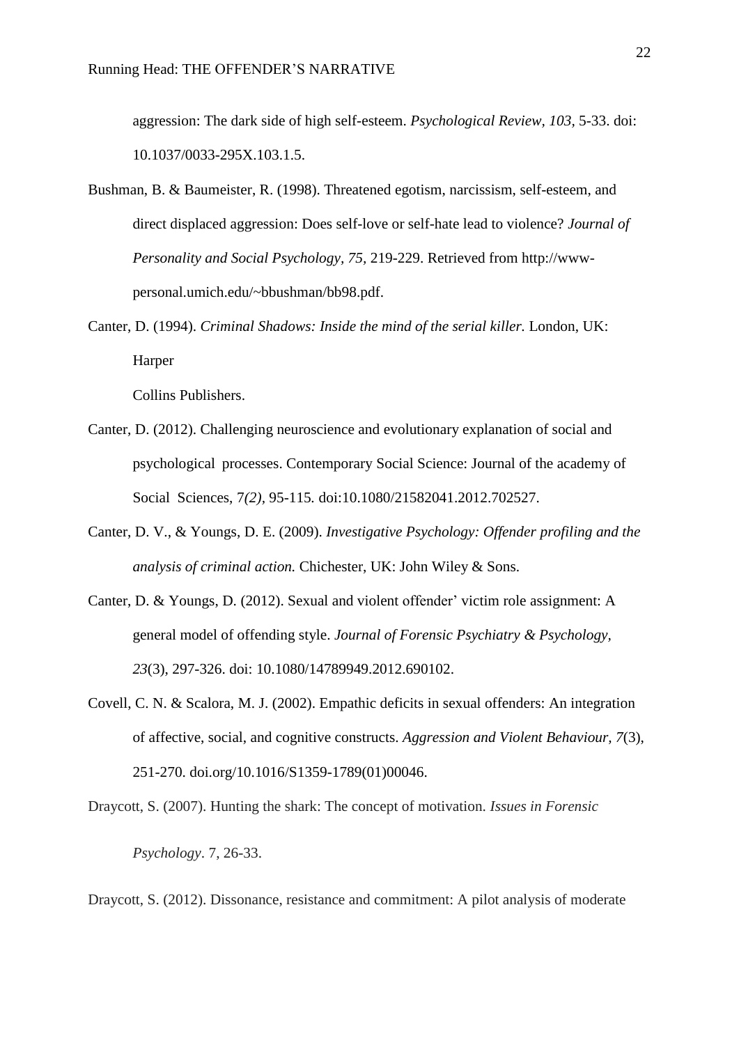aggression: The dark side of high self-esteem. *Psychological Review, 103,* 5-33. doi: 10.1037/0033-295X.103.1.5.

Bushman, B. & Baumeister, R. (1998). Threatened egotism, narcissism, self-esteem, and direct displaced aggression: Does self-love or self-hate lead to violence? *Journal of Personality and Social Psychology, 75,* 219-229. Retrieved from http://www-personal.umich.edu/~bbushman/bb98.pdf.

Canter, D. (1994). *Criminal Shadows: Inside the mind of the serial killer.* London, UK: Harper

Collins Publishers.

Canter, D. (2012). Challenging neuroscience and evolutionary explanation of social and psychological processes. Contemporary Social Science: Journal of the academy of Social Sciences, 7*(2),* 95-115*.* doi:10.1080/21582041.2012.702527.

Canter, D. V., & Youngs, D. E. (2009). *Investigative Psychology: Offender profiling and the analysis of criminal action.* Chichester, UK: John Wiley & Sons.

Canter, D. & Youngs, D. (2012). Sexual and violent offender' victim role assignment: A general model of offending style. *Journal of Forensic Psychiatry & Psychology, 23*(3), 297-326. doi: 10.1080/14789949.2012.690102.

Covell, C. N. & Scalora, M. J. (2002). Empathic deficits in sexual offenders: An integration of affective, social, and cognitive constructs. *Aggression and Violent Behaviour, 7*(3), 251-270. doi.org/10.1016/S1359-1789(01)00046.

Draycott, S. (2007). Hunting the shark: The concept of motivation. *Issues in Forensic Psychology*. 7, 26-33.

Draycott, S. (2012). Dissonance, resistance and commitment: A pilot analysis of moderate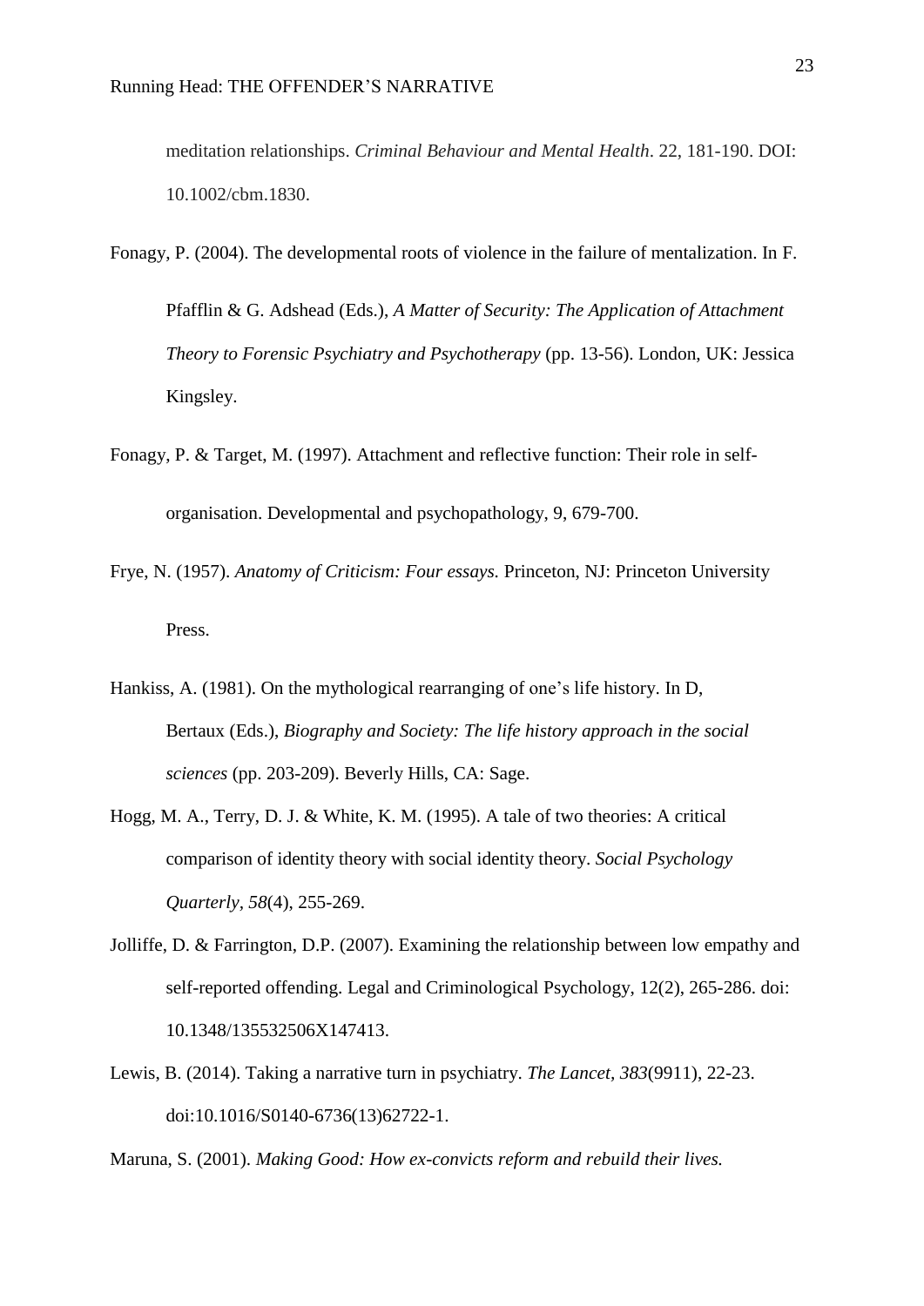meditation relationships. *Criminal Behaviour and Mental Health*. 22, 181-190. DOI: 10.1002/cbm.1830.

Fonagy, P. (2004). The developmental roots of violence in the failure of mentalization. In F. Pfafflin & G. Adshead (Eds.), *A Matter of Security: The Application of Attachment Theory to Forensic Psychiatry and Psychotherapy* (pp. 13-56). London, UK: Jessica Kingsley.

Fonagy, P. & Target, M. (1997). Attachment and reflective function: Their role in self-organisation. Developmental and psychopathology, 9, 679-700.

Frye, N. (1957). *Anatomy of Criticism: Four essays.* Princeton, NJ: Princeton University Press.

Hankiss, A. (1981). On the mythological rearranging of one's life history. In D, Bertaux (Eds.), *Biography and Society: The life history approach in the social sciences* (pp. 203-209). Beverly Hills, CA: Sage.

Hogg, M. A., Terry, D. J. & White, K. M. (1995). A tale of two theories: A critical comparison of identity theory with social identity theory. *Social Psychology Quarterly, 58*(4), 255-269.

Jolliffe, D. & Farrington, D.P. (2007). Examining the relationship between low empathy and self-reported offending. Legal and Criminological Psychology, 12(2), 265-286. doi: 10.1348/135532506X147413.

Lewis, B. (2014). Taking a narrative turn in psychiatry. *The Lancet, 383*(9911), 22-23. doi:10.1016/S0140-6736(13)62722-1.

Maruna, S. (2001). *Making Good: How ex-convicts reform and rebuild their lives.*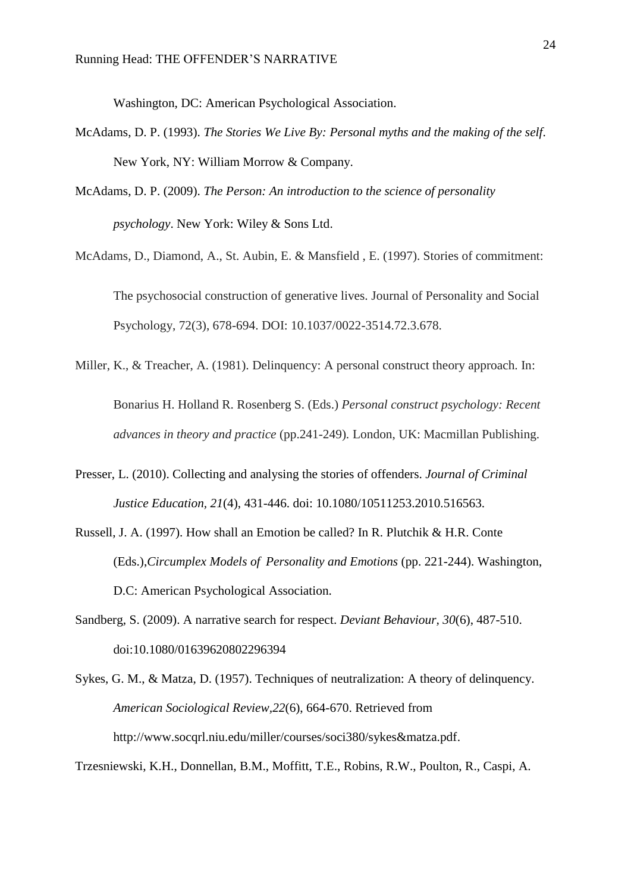Washington, DC: American Psychological Association.

McAdams, D. P. (1993). *The Stories We Live By: Personal myths and the making of the self.* New York, NY: William Morrow & Company.

McAdams, D. P. (2009). *The Person: An introduction to the science of personality psychology*. New York: Wiley & Sons Ltd.

McAdams, D., Diamond, A., St. Aubin, E. & Mansfield , E. (1997). Stories of commitment: The psychosocial construction of generative lives. Journal of Personality and Social Psychology, 72(3), 678-694. DOI: 10.1037/0022-3514.72.3.678.

Miller, K., & Treacher, A. (1981). Delinquency: A personal construct theory approach. In: Bonarius H. Holland R. Rosenberg S. (Eds.) *Personal construct psychology: Recent advances in theory and practice* (pp.241-249). London, UK: Macmillan Publishing.

Presser, L. (2010). Collecting and analysing the stories of offenders. *Journal of Criminal Justice Education, 21*(4), 431-446. doi: 10.1080/10511253.2010.516563.

Russell, J. A. (1997). How shall an Emotion be called? In R. Plutchik & H.R. Conte (Eds.),*Circumplex Models of Personality and Emotions* (pp. 221-244). Washington, D.C: American Psychological Association.

Sandberg, S. (2009). A narrative search for respect. *Deviant Behaviour, 30*(6), 487-510. doi:10.1080/01639620802296394

Sykes, G. M., & Matza, D. (1957). Techniques of neutralization: A theory of delinquency. *American Sociological Review,22*(6), 664-670. Retrieved from http://www.socqrl.niu.edu/miller/courses/soci380/sykes&matza.pdf.

Trzesniewski, K.H., Donnellan, B.M., Moffitt, T.E., Robins, R.W., Poulton, R., Caspi, A.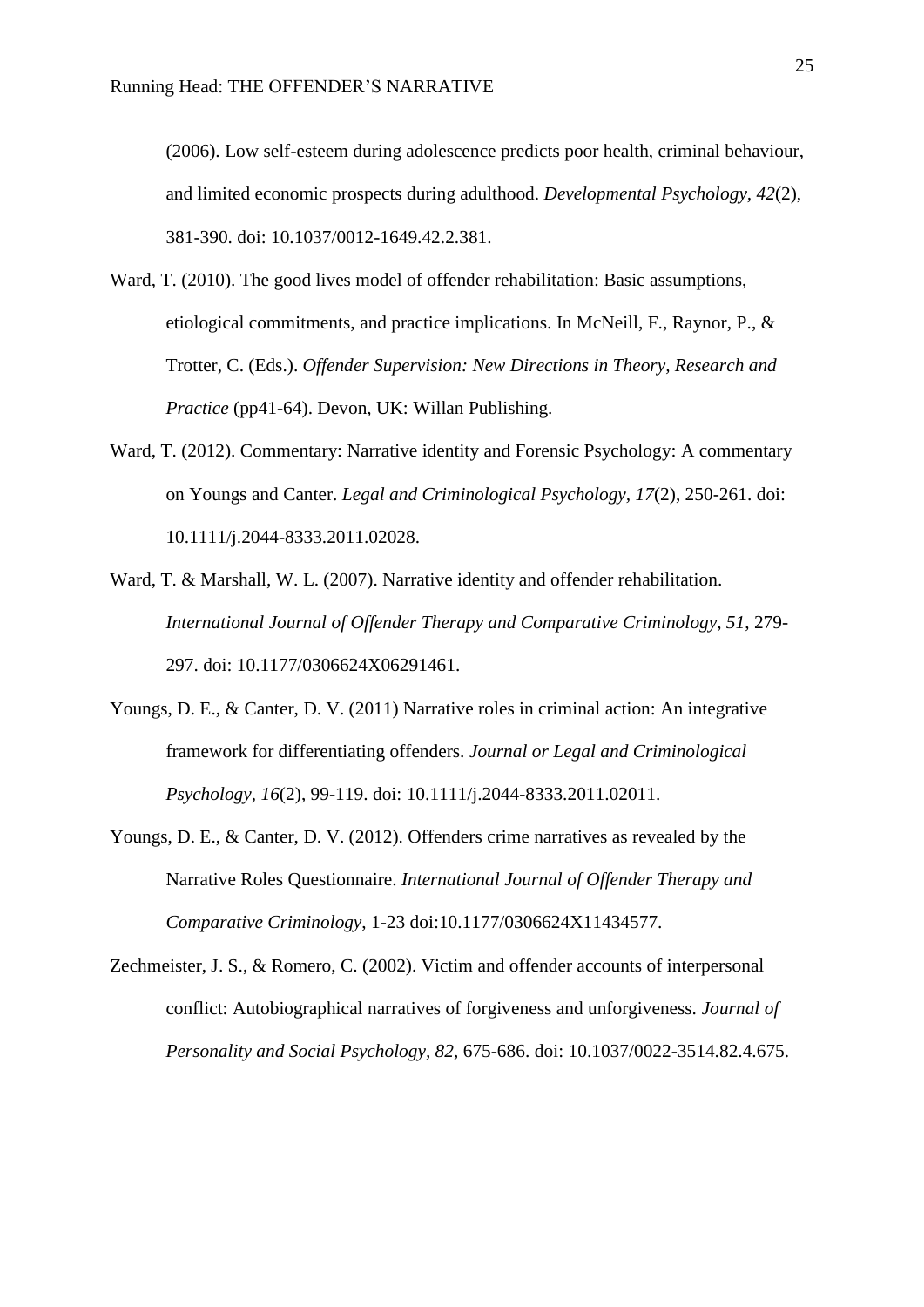(2006). Low self-esteem during adolescence predicts poor health, criminal behaviour, and limited economic prospects during adulthood. *Developmental Psychology, 42*(2), 381-390. doi: 10.1037/0012-1649.42.2.381.

Ward, T. (2010). The good lives model of offender rehabilitation: Basic assumptions, etiological commitments, and practice implications. In McNeill, F., Raynor, P., & Trotter, C. (Eds.). *Offender Supervision: New Directions in Theory, Research and Practice* (pp41-64). Devon, UK: Willan Publishing.

Ward, T. (2012). Commentary: Narrative identity and Forensic Psychology: A commentary on Youngs and Canter. *Legal and Criminological Psychology, 17*(2), 250-261. doi: 10.1111/j.2044-8333.2011.02028.

Ward, T. & Marshall, W. L. (2007). Narrative identity and offender rehabilitation. *International Journal of Offender Therapy and Comparative Criminology, 51*, 279-297. doi: 10.1177/0306624X06291461.

Youngs, D. E., & Canter, D. V. (2011) Narrative roles in criminal action: An integrative framework for differentiating offenders. *Journal or Legal and Criminological Psychology, 16*(2), 99-119. doi: 10.1111/j.2044-8333.2011.02011.

Youngs, D. E., & Canter, D. V. (2012). Offenders crime narratives as revealed by the Narrative Roles Questionnaire. *International Journal of Offender Therapy and Comparative Criminology*, 1-23 doi:10.1177/0306624X11434577.

Zechmeister, J. S., & Romero, C. (2002). Victim and offender accounts of interpersonal conflict: Autobiographical narratives of forgiveness and unforgiveness. *Journal of Personality and Social Psychology, 82*, 675-686. doi: 10.1037/0022-3514.82.4.675.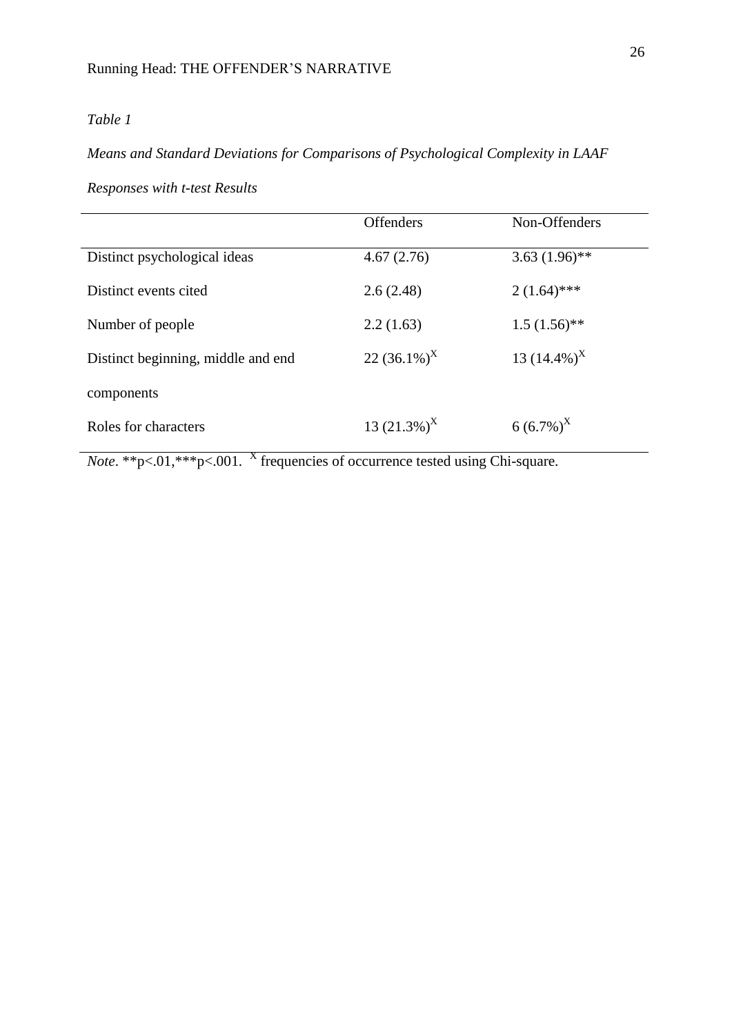*Table 1*

*Means and Standard Deviations for Comparisons of Psychological Complexity in LAAF Responses with t-test Results*

| | Offenders | Non-Offenders |
|---|---|---|
| Distinct psychological ideas | 4.67 (2.76) | 3.63 (1.96)** |
| Distinct events cited | 2.6 (2.48) | 2 (1.64)*** |
| Number of people | 2.2 (1.63) | 1.5 (1.56)** |
| Distinct beginning, middle and end components | 22 (36.1%)$^{X}$ | 13 (14.4%)$^{X}$ |
| Roles for characters | 13 (21.3%)$^{X}$ | 6 (6.7%)$^{X}$ |

*Note*. **p<.01,***p<.001. $^{X}$ frequencies of occurrence tested using Chi-square.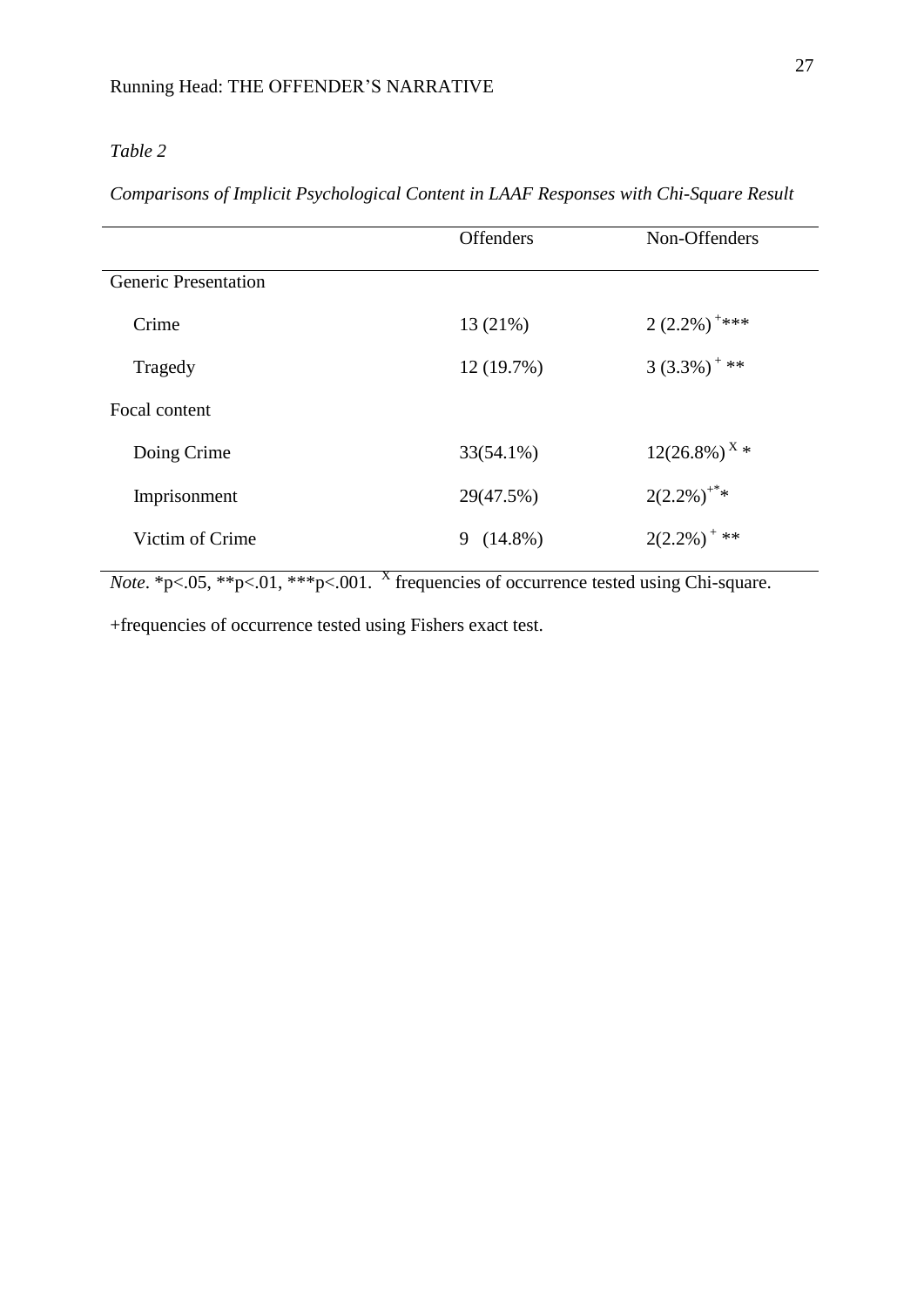*Table 2*

*Comparisons of Implicit Psychological Content in LAAF Responses with Chi-Square Result*

| | Offenders | Non-Offenders |
|---|---|---|
| Generic Presentation | | |
| Crime | 13 (21%) | 2 (2.2%) +*** |
| Tragedy | 12 (19.7%) | 3 (3.3%) + ** |
| Focal content | | |
| Doing Crime | 33(54.1%) | 12(26.8%) X * |
| Imprisonment | 29(47.5%) | 2(2.2%)+** |
| Victim of Crime | 9 (14.8%) | 2(2.2%) + ** |

*Note*. *p<.05, **p<.01, ***p<.001. X frequencies of occurrence tested using Chi-square.

+frequencies of occurrence tested using Fishers exact test.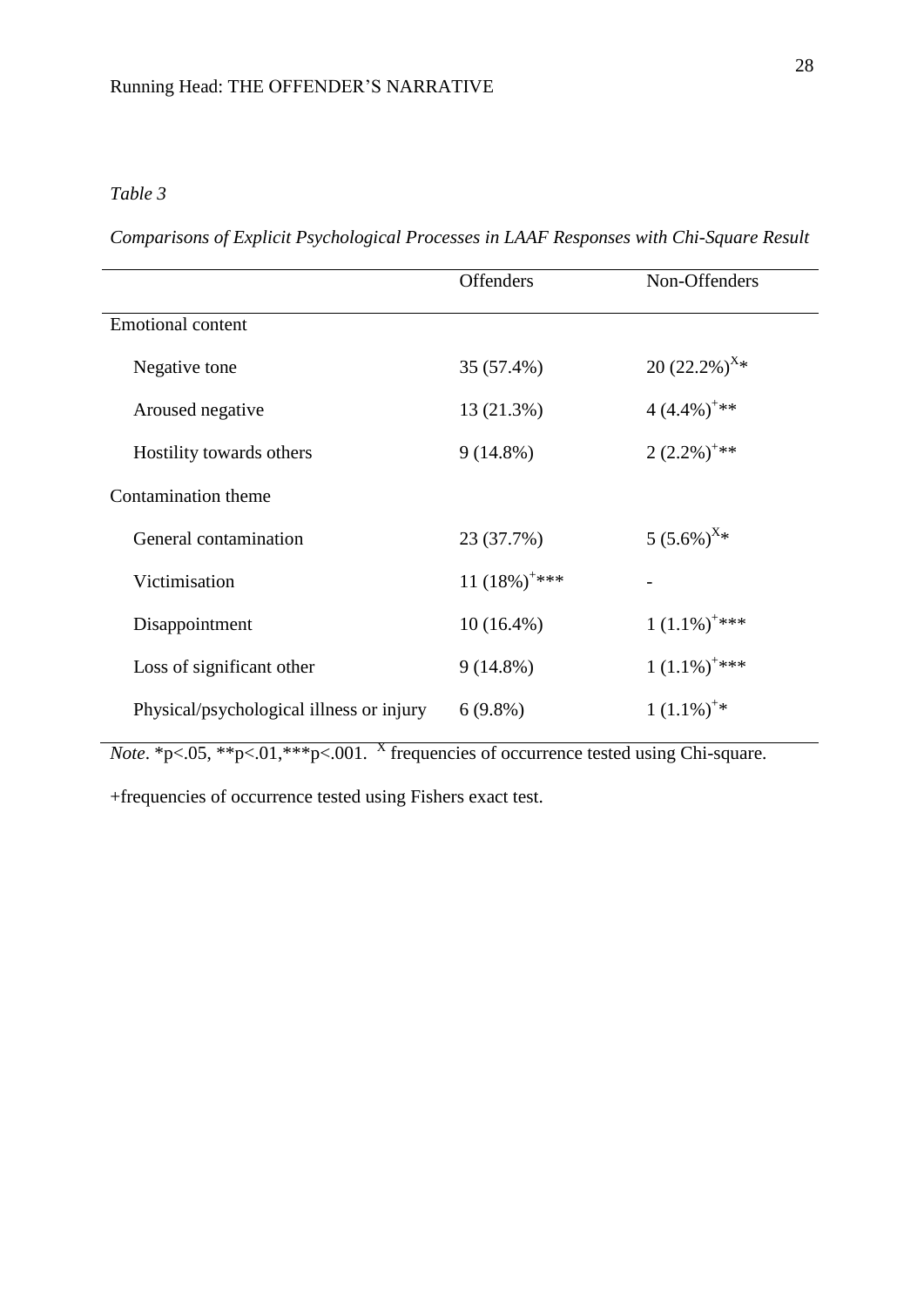*Table 3*

*Comparisons of Explicit Psychological Processes in LAAF Responses with Chi-Square Result*

| | Offenders | Non-Offenders |
|---|---|---|
| Emotional content | | |
| Negative tone | 35 (57.4%) | 20 (22.2%)$^{X}$* |
| Aroused negative | 13 (21.3%) | 4 (4.4%)$^{+}$** |
| Hostility towards others | 9 (14.8%) | 2 (2.2%)$^{+}$** |
| Contamination theme | | |
| General contamination | 23 (37.7%) | 5 (5.6%)$^{X}$* |
| Victimisation | 11 (18%)$^{+}$*** | - |
| Disappointment | 10 (16.4%) | 1 (1.1%)$^{+}$*** |
| Loss of significant other | 9 (14.8%) | 1 (1.1%)$^{+}$*** |
| Physical/psychological illness or injury | 6 (9.8%) | 1 (1.1%)$^{+}$* |

*Note*. *p<.05, **p<.01,***p<.001. $^{X}$ frequencies of occurrence tested using Chi-square.

+frequencies of occurrence tested using Fishers exact test.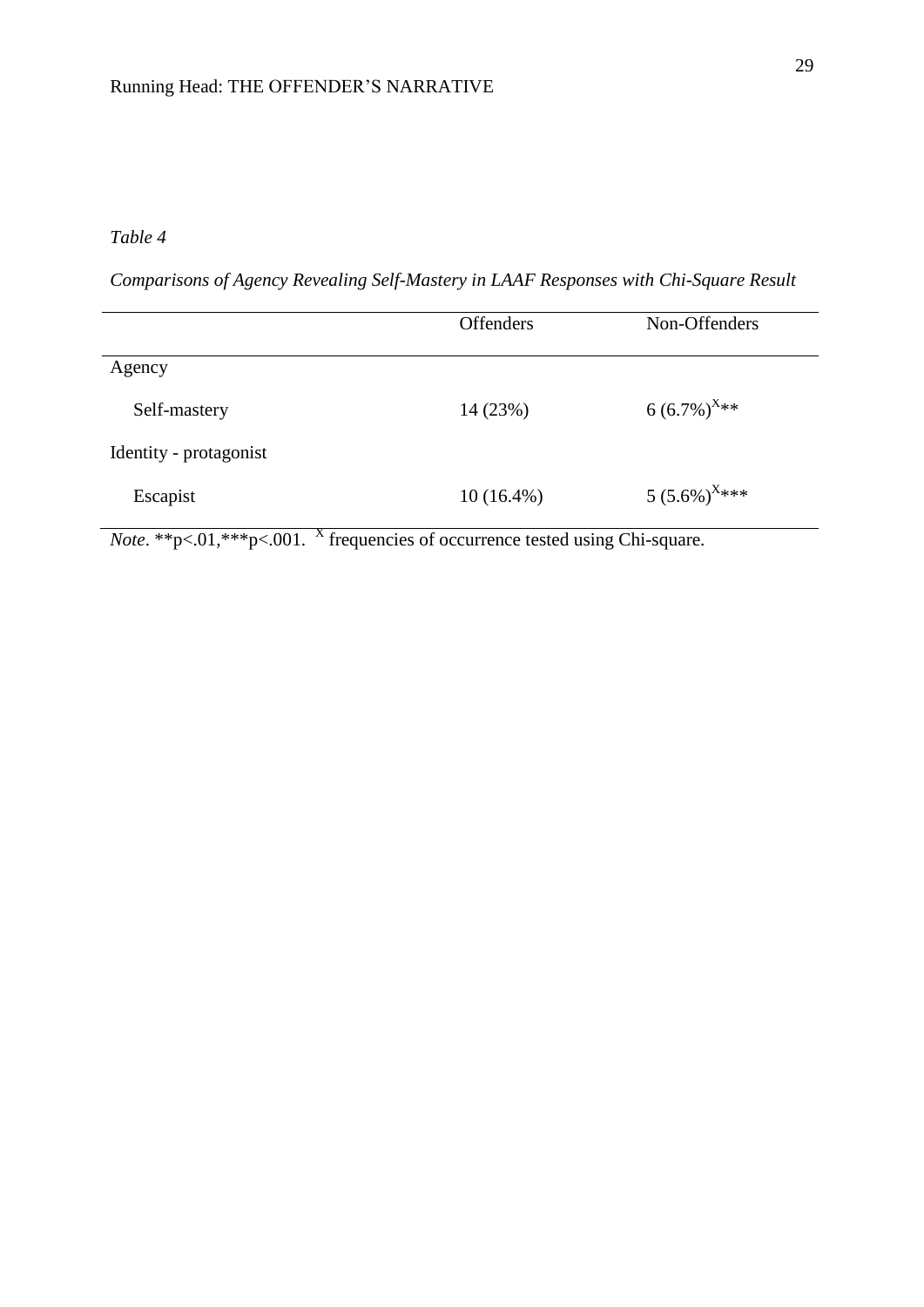*Table 4*

*Comparisons of Agency Revealing Self-Mastery in LAAF Responses with Chi-Square Result*

| | Offenders | Non-Offenders |
|---|---|---|
| Agency | | |
| Self-mastery | 14 (23%) | 6 (6.7%)$^{X}$** |
| Identity - protagonist | | |
| Escapist | 10 (16.4%) | 5 (5.6%)$^{X}$*** |

*Note*. **p<.01,***p<.001. $^{X}$ frequencies of occurrence tested using Chi-square.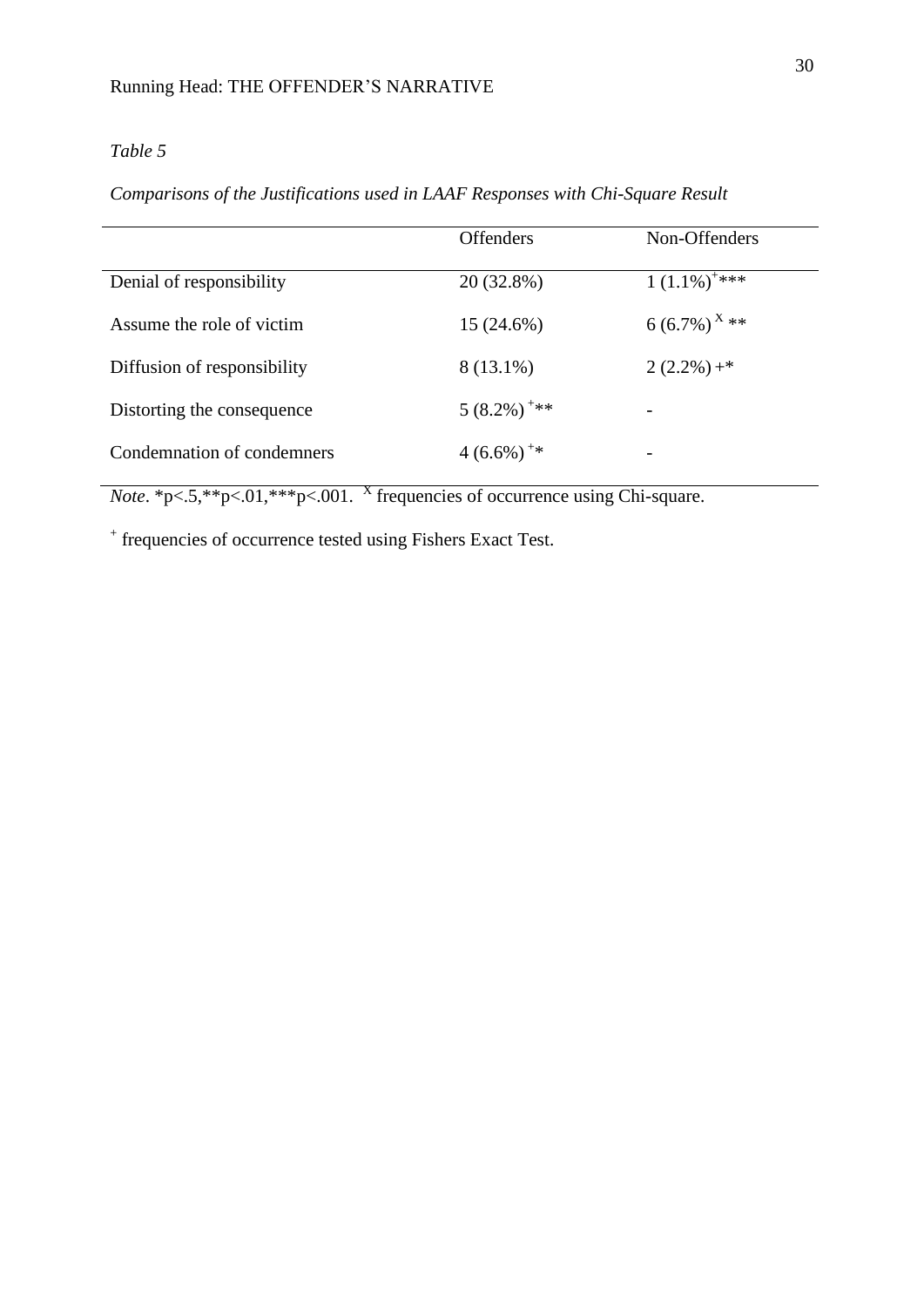*Table 5*

*Comparisons of the Justifications used in LAAF Responses with Chi-Square Result*

| | Offenders | Non-Offenders |
|---|---|---|
| Denial of responsibility | 20 (32.8%) | 1 (1.1%)$^{+}$*** |
| Assume the role of victim | 15 (24.6%) | 6 (6.7%) $^{X}$ ** |
| Diffusion of responsibility | 8 (13.1%) | 2 (2.2%) +* |
| Distorting the consequence | 5 (8.2%) $^{+}$** | - |
| Condemnation of condemners | 4 (6.6%) $^{+}$* | - |

*Note*. *p<.5,**p<.01,***p<.001. $^{X}$ frequencies of occurrence using Chi-square.

$^{+}$ frequencies of occurrence tested using Fishers Exact Test.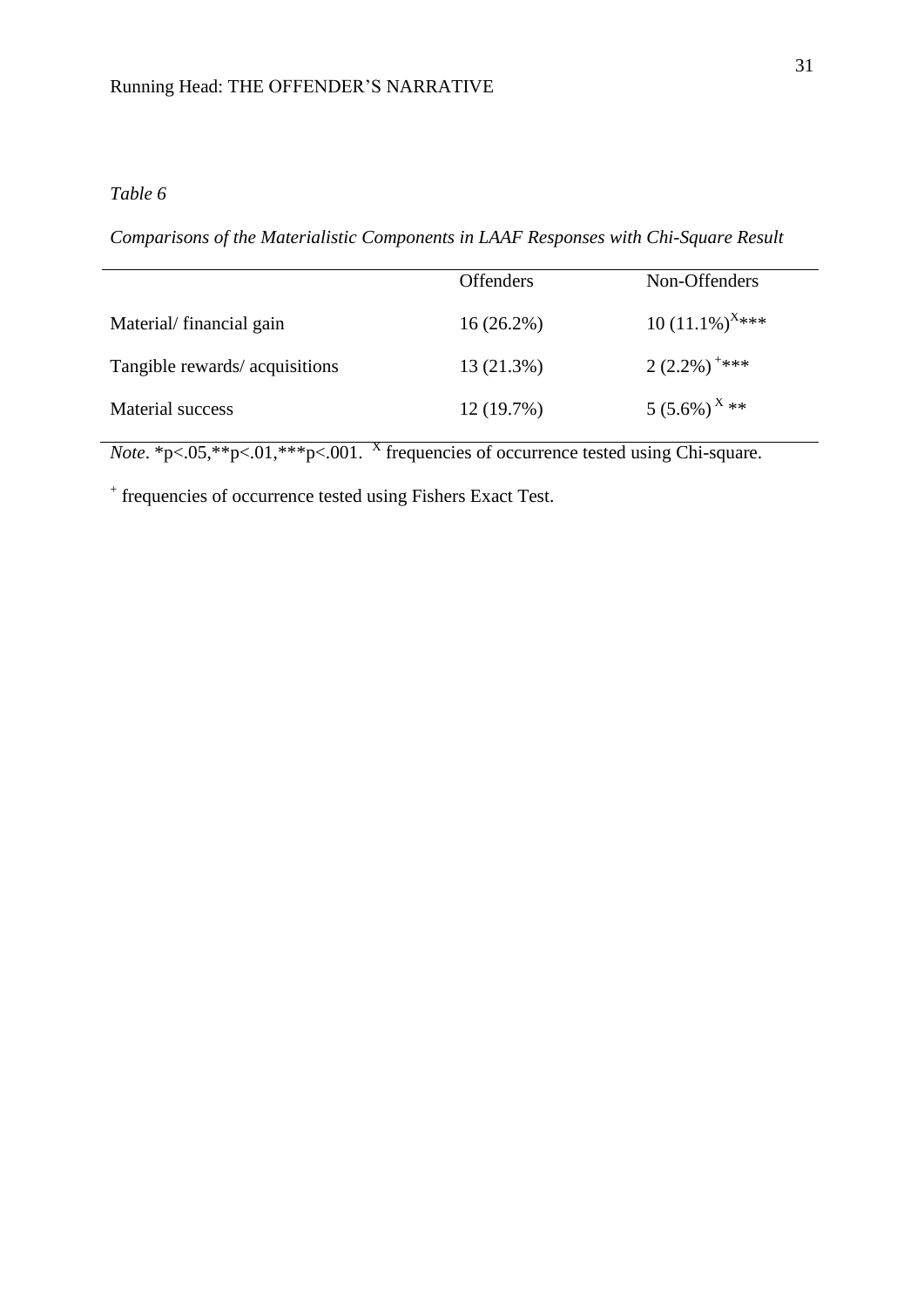*Table 6*

*Comparisons of the Materialistic Components in LAAF Responses with Chi-Square Result*

| | Offenders | Non-Offenders |
|---|---|---|
| Material/ financial gain | 16 (26.2%) | 10 (11.1%)$^{X}$*** |
| Tangible rewards/ acquisitions | 13 (21.3%) | 2 (2.2%)$^{+}$*** |
| Material success | 12 (19.7%) | 5 (5.6%)$^{X}$ ** |

*Note*. *p<.05,**p<.01,***p<.001. $^{X}$ frequencies of occurrence tested using Chi-square.

$^{+}$ frequencies of occurrence tested using Fishers Exact Test.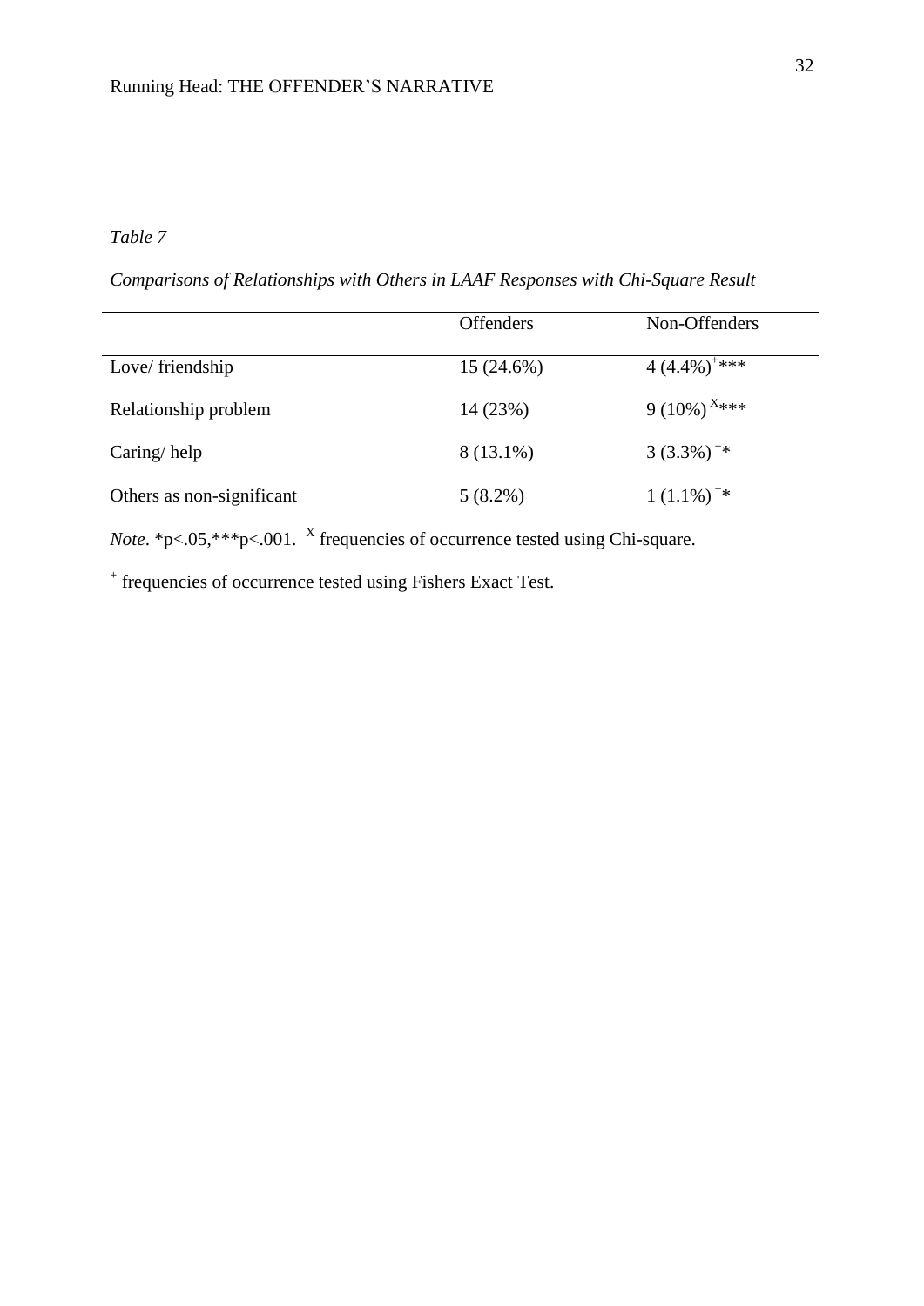*Table 7*

*Comparisons of Relationships with Others in LAAF Responses with Chi-Square Result*

| | Offenders | Non-Offenders |
|---|---|---|
| Love/ friendship | 15 (24.6%) | 4 (4.4%)$^{+}$*** |
| Relationship problem | 14 (23%) | 9 (10%)$^{X}$*** |
| Caring/ help | 8 (13.1%) | 3 (3.3%)$^{+}$* |
| Others as non-significant | 5 (8.2%) | 1 (1.1%)$^{+}$* |

*Note*. *p<.05,***p<.001. $^{X}$ frequencies of occurrence tested using Chi-square.

$^{+}$ frequencies of occurrence tested using Fishers Exact Test.